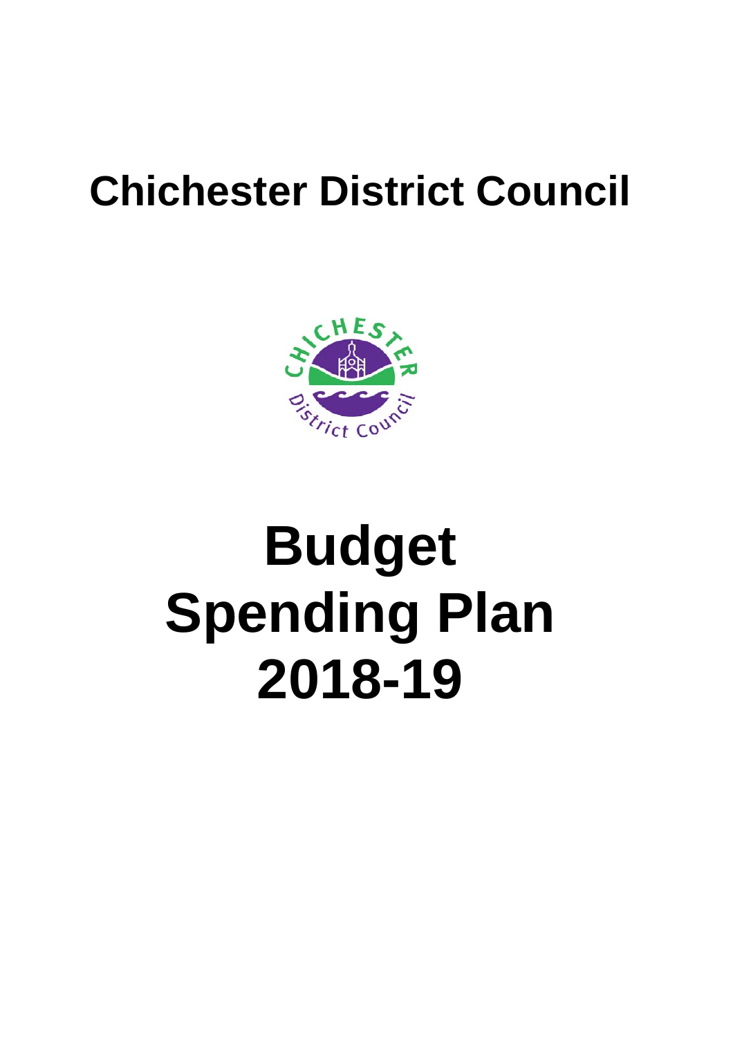# Chichester District Council

# Budget Spending Plan 2018-19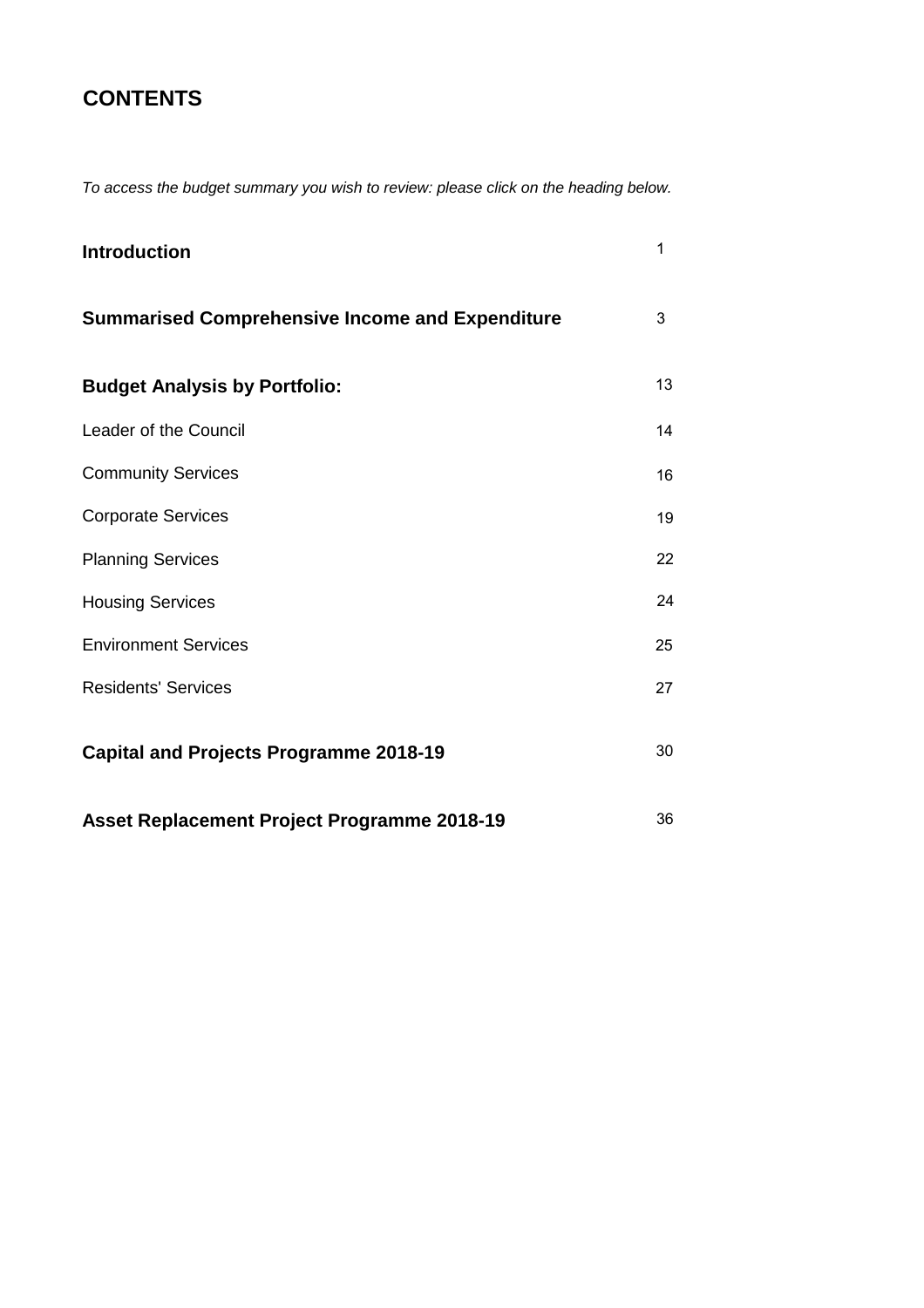# CONTENTS

*To access the budget summary you wish to review: please click on the heading below.*

| | |
|---|---|
| **Introduction** | 1 |
| **Summarised Comprehensive Income and Expenditure** | 3 |
| **Budget Analysis by Portfolio:** | 13 |
| Leader of the Council | 14 |
| Community Services | 16 |
| Corporate Services | 19 |
| Planning Services | 22 |
| Housing Services | 24 |
| Environment Services | 25 |
| Residents' Services | 27 |
| **Capital and Projects Programme 2018-19** | 30 |
| **Asset Replacement Project Programme 2018-19** | 36 |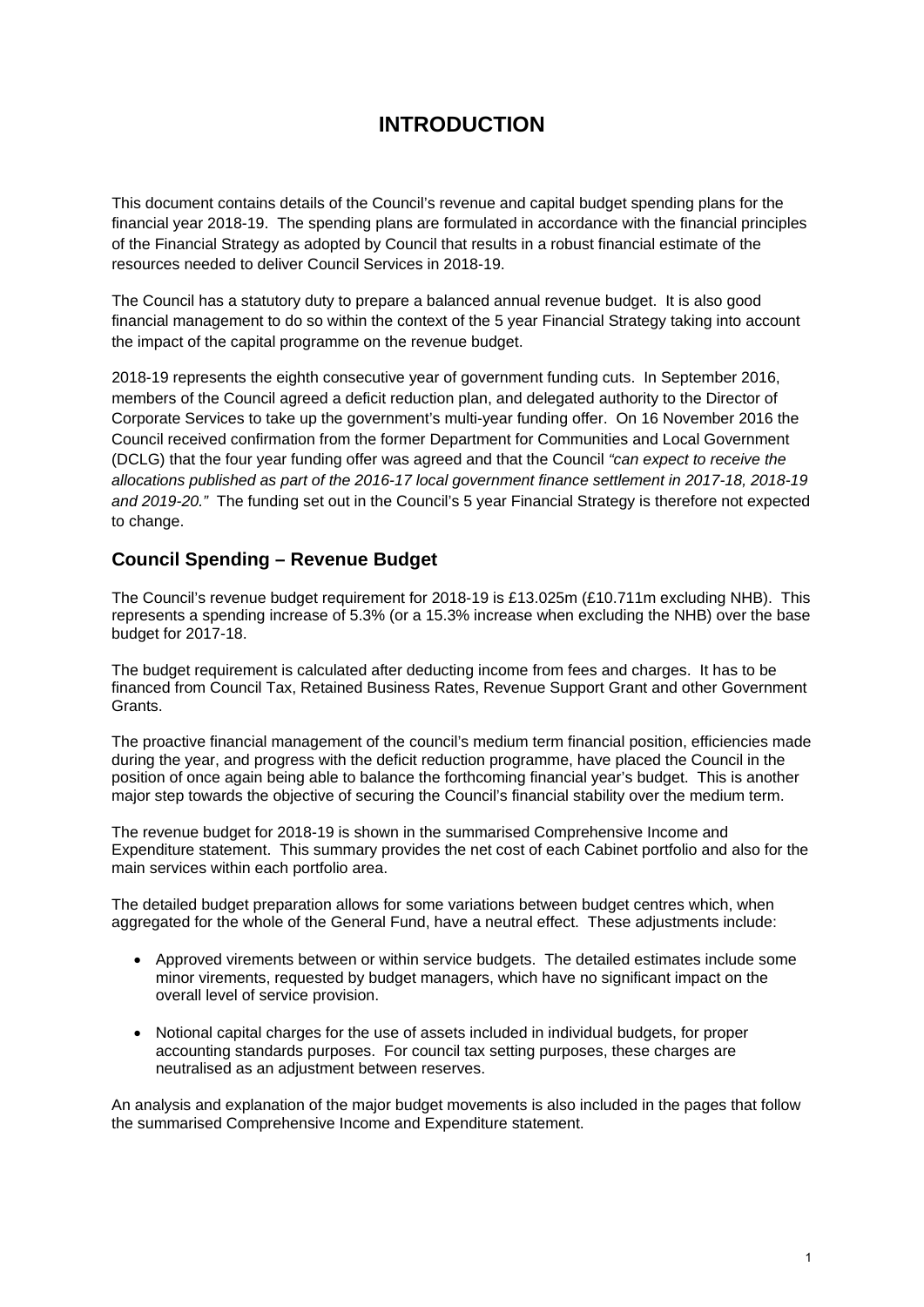# INTRODUCTION

This document contains details of the Council's revenue and capital budget spending plans for the financial year 2018-19. The spending plans are formulated in accordance with the financial principles of the Financial Strategy as adopted by Council that results in a robust financial estimate of the resources needed to deliver Council Services in 2018-19.

The Council has a statutory duty to prepare a balanced annual revenue budget. It is also good financial management to do so within the context of the 5 year Financial Strategy taking into account the impact of the capital programme on the revenue budget.

2018-19 represents the eighth consecutive year of government funding cuts. In September 2016, members of the Council agreed a deficit reduction plan, and delegated authority to the Director of Corporate Services to take up the government's multi-year funding offer. On 16 November 2016 the Council received confirmation from the former Department for Communities and Local Government (DCLG) that the four year funding offer was agreed and that the Council *"can expect to receive the allocations published as part of the 2016-17 local government finance settlement in 2017-18, 2018-19 and 2019-20."* The funding set out in the Council's 5 year Financial Strategy is therefore not expected to change.

## Council Spending – Revenue Budget

The Council's revenue budget requirement for 2018-19 is £13.025m (£10.711m excluding NHB). This represents a spending increase of 5.3% (or a 15.3% increase when excluding the NHB) over the base budget for 2017-18.

The budget requirement is calculated after deducting income from fees and charges. It has to be financed from Council Tax, Retained Business Rates, Revenue Support Grant and other Government Grants.

The proactive financial management of the council's medium term financial position, efficiencies made during the year, and progress with the deficit reduction programme, have placed the Council in the position of once again being able to balance the forthcoming financial year's budget. This is another major step towards the objective of securing the Council's financial stability over the medium term.

The revenue budget for 2018-19 is shown in the summarised Comprehensive Income and Expenditure statement. This summary provides the net cost of each Cabinet portfolio and also for the main services within each portfolio area.

The detailed budget preparation allows for some variations between budget centres which, when aggregated for the whole of the General Fund, have a neutral effect. These adjustments include:

- Approved virements between or within service budgets. The detailed estimates include some minor virements, requested by budget managers, which have no significant impact on the overall level of service provision.

- Notional capital charges for the use of assets included in individual budgets, for proper accounting standards purposes. For council tax setting purposes, these charges are neutralised as an adjustment between reserves.

An analysis and explanation of the major budget movements is also included in the pages that follow the summarised Comprehensive Income and Expenditure statement.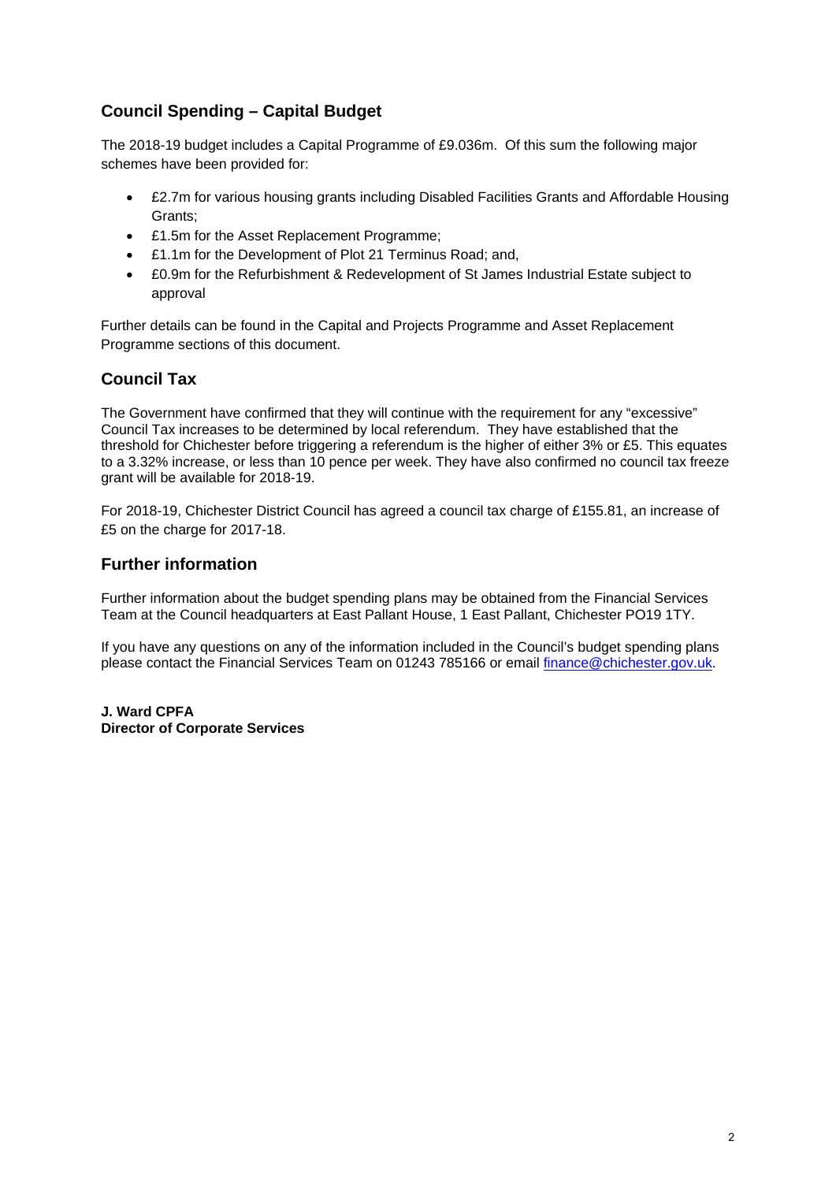## Council Spending – Capital Budget

The 2018-19 budget includes a Capital Programme of £9.036m. Of this sum the following major schemes have been provided for:

- £2.7m for various housing grants including Disabled Facilities Grants and Affordable Housing Grants;
- £1.5m for the Asset Replacement Programme;
- £1.1m for the Development of Plot 21 Terminus Road; and,
- £0.9m for the Refurbishment & Redevelopment of St James Industrial Estate subject to approval

Further details can be found in the Capital and Projects Programme and Asset Replacement Programme sections of this document.

## Council Tax

The Government have confirmed that they will continue with the requirement for any "excessive" Council Tax increases to be determined by local referendum. They have established that the threshold for Chichester before triggering a referendum is the higher of either 3% or £5. This equates to a 3.32% increase, or less than 10 pence per week. They have also confirmed no council tax freeze grant will be available for 2018-19.

For 2018-19, Chichester District Council has agreed a council tax charge of £155.81, an increase of £5 on the charge for 2017-18.

## Further information

Further information about the budget spending plans may be obtained from the Financial Services Team at the Council headquarters at East Pallant House, 1 East Pallant, Chichester PO19 1TY.

If you have any questions on any of the information included in the Council's budget spending plans please contact the Financial Services Team on 01243 785166 or email finance@chichester.gov.uk.

**J. Ward CPFA**
**Director of Corporate Services**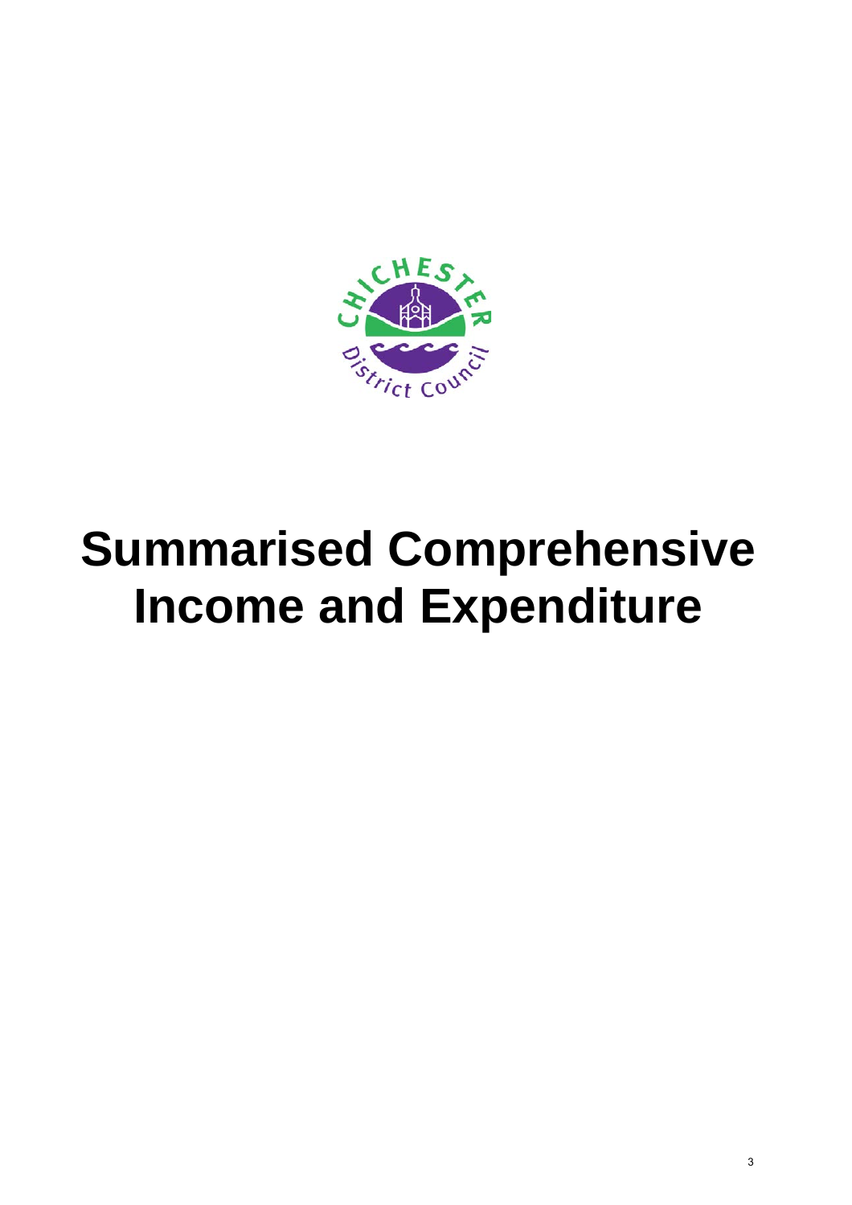# Summarised Comprehensive Income and Expenditure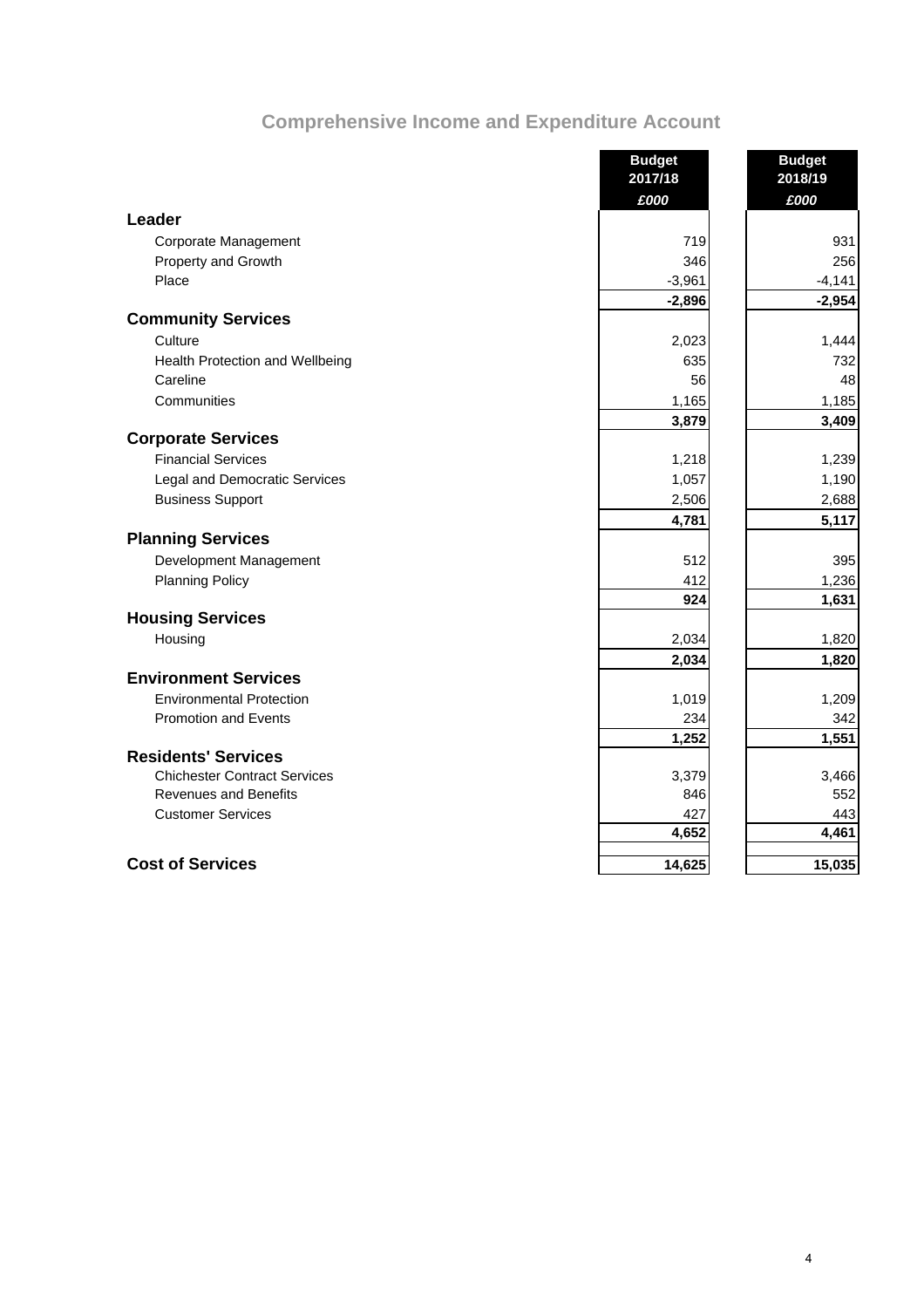# Comprehensive Income and Expenditure Account

| | Budget 2017/18 £000 | Budget 2018/19 £000 |
|---|---|---|
| **Leader** | | |
| Corporate Management | 719 | 931 |
| Property and Growth | 346 | 256 |
| Place | -3,961 | -4,141 |
| | **-2,896** | **-2,954** |
| **Community Services** | | |
| Culture | 2,023 | 1,444 |
| Health Protection and Wellbeing | 635 | 732 |
| Careline | 56 | 48 |
| Communities | 1,165 | 1,185 |
| | **3,879** | **3,409** |
| **Corporate Services** | | |
| Financial Services | 1,218 | 1,239 |
| Legal and Democratic Services | 1,057 | 1,190 |
| Business Support | 2,506 | 2,688 |
| | **4,781** | **5,117** |
| **Planning Services** | | |
| Development Management | 512 | 395 |
| Planning Policy | 412 | 1,236 |
| | **924** | **1,631** |
| **Housing Services** | | |
| Housing | 2,034 | 1,820 |
| | **2,034** | **1,820** |
| **Environment Services** | | |
| Environmental Protection | 1,019 | 1,209 |
| Promotion and Events | 234 | 342 |
| | **1,252** | **1,551** |
| **Residents' Services** | | |
| Chichester Contract Services | 3,379 | 3,466 |
| Revenues and Benefits | 846 | 552 |
| Customer Services | 427 | 443 |
| | **4,652** | **4,461** |
| **Cost of Services** | **14,625** | **15,035** |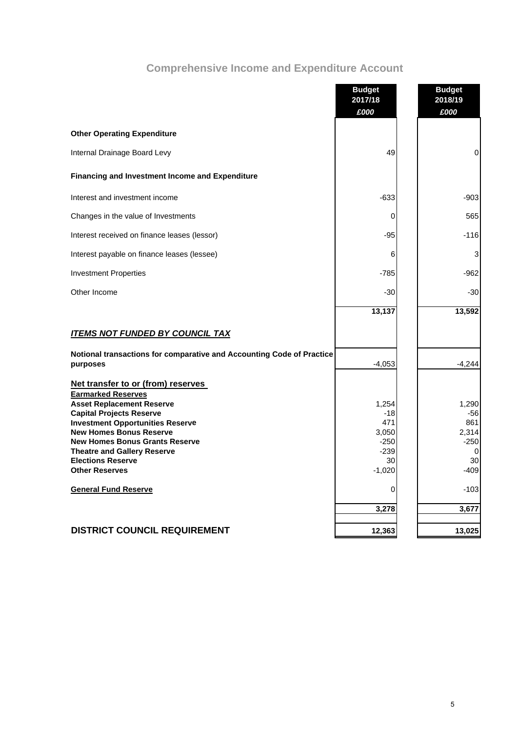# Comprehensive Income and Expenditure Account

| | Budget 2017/18 £000 | Budget 2018/19 £000 |
|---|---|---|
| **Other Operating Expenditure** | | |
| Internal Drainage Board Levy | 49 | 0 |
| **Financing and Investment Income and Expenditure** | | |
| Interest and investment income | -633 | -903 |
| Changes in the value of Investments | 0 | 565 |
| Interest received on finance leases (lessor) | -95 | -116 |
| Interest payable on finance leases (lessee) | 6 | 3 |
| Investment Properties | -785 | -962 |
| Other Income | -30 | -30 |
| | **13,137** | **13,592** |
| ***ITEMS NOT FUNDED BY COUNCIL TAX*** | | |
| **Notional transactions for comparative and Accounting Code of Practice purposes** | -4,053 | -4,244 |
| **Net transfer to or (from) reserves** | | |
| **Earmarked Reserves** | | |
| **Asset Replacement Reserve** | 1,254 | 1,290 |
| **Capital Projects Reserve** | -18 | -56 |
| **Investment Opportunities Reserve** | 471 | 861 |
| **New Homes Bonus Reserve** | 3,050 | 2,314 |
| **New Homes Bonus Grants Reserve** | -250 | -250 |
| **Theatre and Gallery Reserve** | -239 | 0 |
| **Elections Reserve** | 30 | 30 |
| **Other Reserves** | -1,020 | -409 |
| **General Fund Reserve** | 0 | -103 |
| | **3,278** | **3,677** |
| **DISTRICT COUNCIL REQUIREMENT** | **12,363** | **13,025** |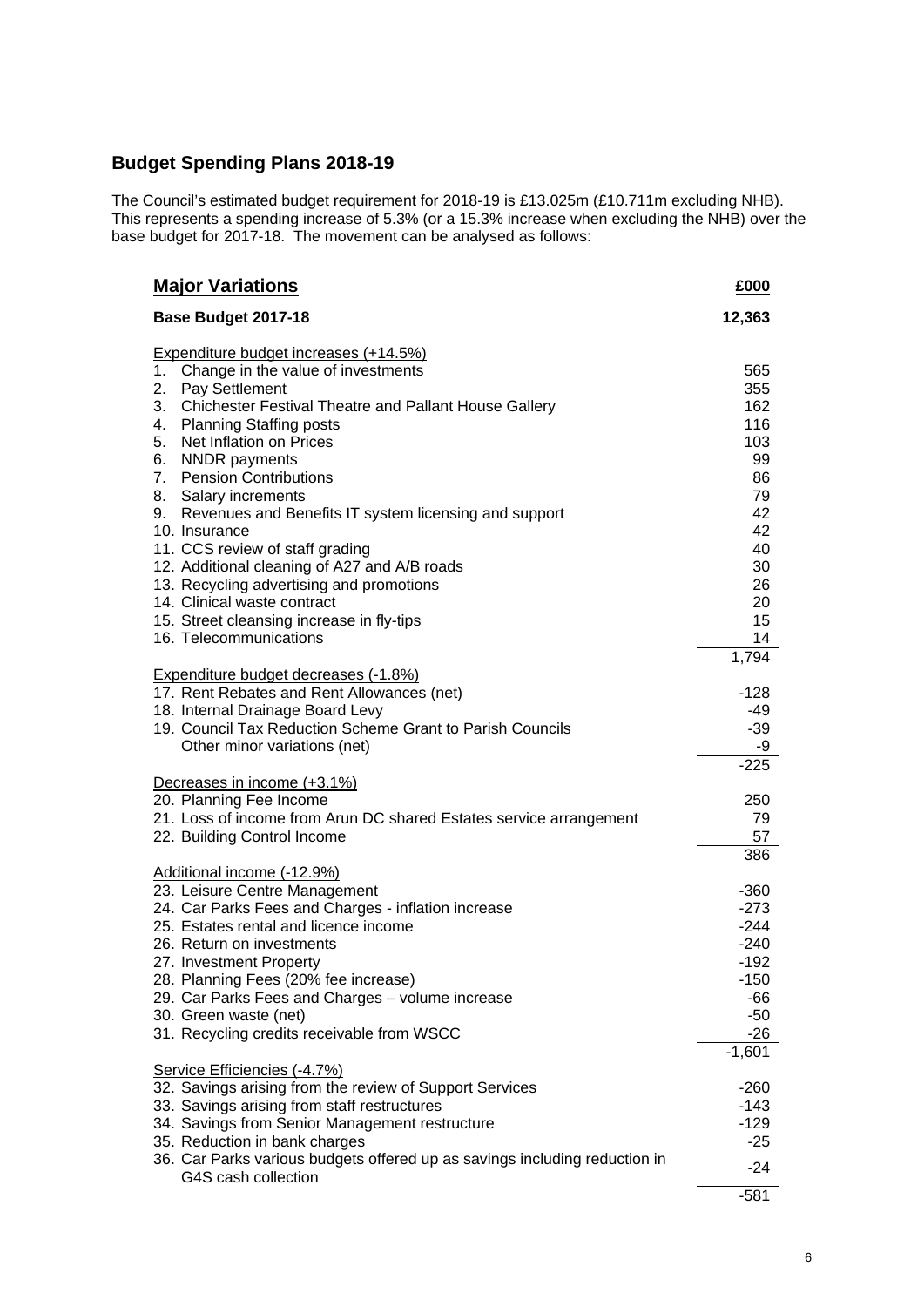## Budget Spending Plans 2018-19

The Council's estimated budget requirement for 2018-19 is £13.025m (£10.711m excluding NHB). This represents a spending increase of 5.3% (or a 15.3% increase when excluding the NHB) over the base budget for 2017-18. The movement can be analysed as follows:

| **Major Variations** | **£000** |
|---|---|
| **Base Budget 2017-18** | **12,363** |
| Expenditure budget increases (+14.5%) | |
| 1. Change in the value of investments | 565 |
| 2. Pay Settlement | 355 |
| 3. Chichester Festival Theatre and Pallant House Gallery | 162 |
| 4. Planning Staffing posts | 116 |
| 5. Net Inflation on Prices | 103 |
| 6. NNDR payments | 99 |
| 7. Pension Contributions | 86 |
| 8. Salary increments | 79 |
| 9. Revenues and Benefits IT system licensing and support | 42 |
| 10. Insurance | 42 |
| 11. CCS review of staff grading | 40 |
| 12. Additional cleaning of A27 and A/B roads | 30 |
| 13. Recycling advertising and promotions | 26 |
| 14. Clinical waste contract | 20 |
| 15. Street cleansing increase in fly-tips | 15 |
| 16. Telecommunications | 14 |
| | 1,794 |
| Expenditure budget decreases (-1.8%) | |
| 17. Rent Rebates and Rent Allowances (net) | -128 |
| 18. Internal Drainage Board Levy | -49 |
| 19. Council Tax Reduction Scheme Grant to Parish Councils | -39 |
| Other minor variations (net) | -9 |
| | -225 |
| Decreases in income (+3.1%) | |
| 20. Planning Fee Income | 250 |
| 21. Loss of income from Arun DC shared Estates service arrangement | 79 |
| 22. Building Control Income | 57 |
| | 386 |
| Additional income (-12.9%) | |
| 23. Leisure Centre Management | -360 |
| 24. Car Parks Fees and Charges - inflation increase | -273 |
| 25. Estates rental and licence income | -244 |
| 26. Return on investments | -240 |
| 27. Investment Property | -192 |
| 28. Planning Fees (20% fee increase) | -150 |
| 29. Car Parks Fees and Charges – volume increase | -66 |
| 30. Green waste (net) | -50 |
| 31. Recycling credits receivable from WSCC | -26 |
| | -1,601 |
| Service Efficiencies (-4.7%) | |
| 32. Savings arising from the review of Support Services | -260 |
| 33. Savings arising from staff restructures | -143 |
| 34. Savings from Senior Management restructure | -129 |
| 35. Reduction in bank charges | -25 |
| 36. Car Parks various budgets offered up as savings including reduction in G4S cash collection | -24 |
| | -581 |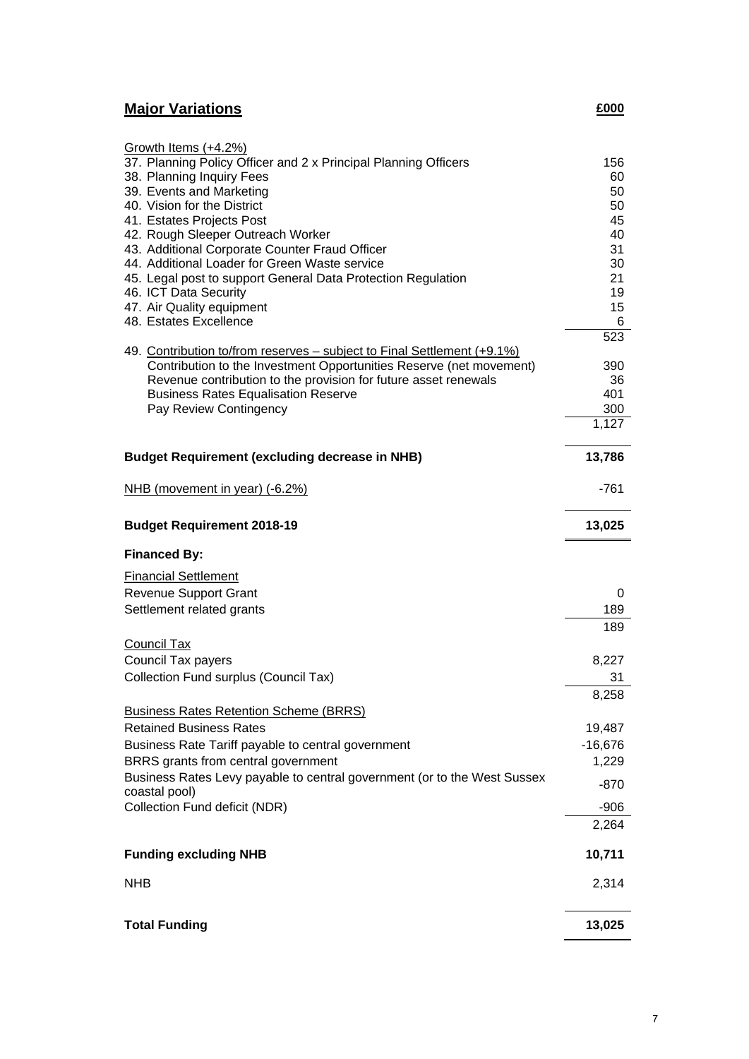## Major Variations

| | £000 |
|---|---|
| Growth Items (+4.2%) | |
| 37. Planning Policy Officer and 2 x Principal Planning Officers | 156 |
| 38. Planning Inquiry Fees | 60 |
| 39. Events and Marketing | 50 |
| 40. Vision for the District | 50 |
| 41. Estates Projects Post | 45 |
| 42. Rough Sleeper Outreach Worker | 40 |
| 43. Additional Corporate Counter Fraud Officer | 31 |
| 44. Additional Loader for Green Waste service | 30 |
| 45. Legal post to support General Data Protection Regulation | 21 |
| 46. ICT Data Security | 19 |
| 47. Air Quality equipment | 15 |
| 48. Estates Excellence | 6 |
| | 523 |
| 49. Contribution to/from reserves – subject to Final Settlement (+9.1%) | |
| Contribution to the Investment Opportunities Reserve (net movement) | 390 |
| Revenue contribution to the provision for future asset renewals | 36 |
| Business Rates Equalisation Reserve | 401 |
| Pay Review Contingency | 300 |
| | 1,127 |
| **Budget Requirement (excluding decrease in NHB)** | **13,786** |
| NHB (movement in year) (-6.2%) | -761 |
| **Budget Requirement 2018-19** | **13,025** |
| **Financed By:** | |
| Financial Settlement | |
| Revenue Support Grant | 0 |
| Settlement related grants | 189 |
| | 189 |
| Council Tax | |
| Council Tax payers | 8,227 |
| Collection Fund surplus (Council Tax) | 31 |
| | 8,258 |
| Business Rates Retention Scheme (BRRS) | |
| Retained Business Rates | 19,487 |
| Business Rate Tariff payable to central government | -16,676 |
| BRRS grants from central government | 1,229 |
| Business Rates Levy payable to central government (or to the West Sussex coastal pool) | -870 |
| Collection Fund deficit (NDR) | -906 |
| | 2,264 |
| **Funding excluding NHB** | **10,711** |
| NHB | 2,314 |
| **Total Funding** | **13,025** |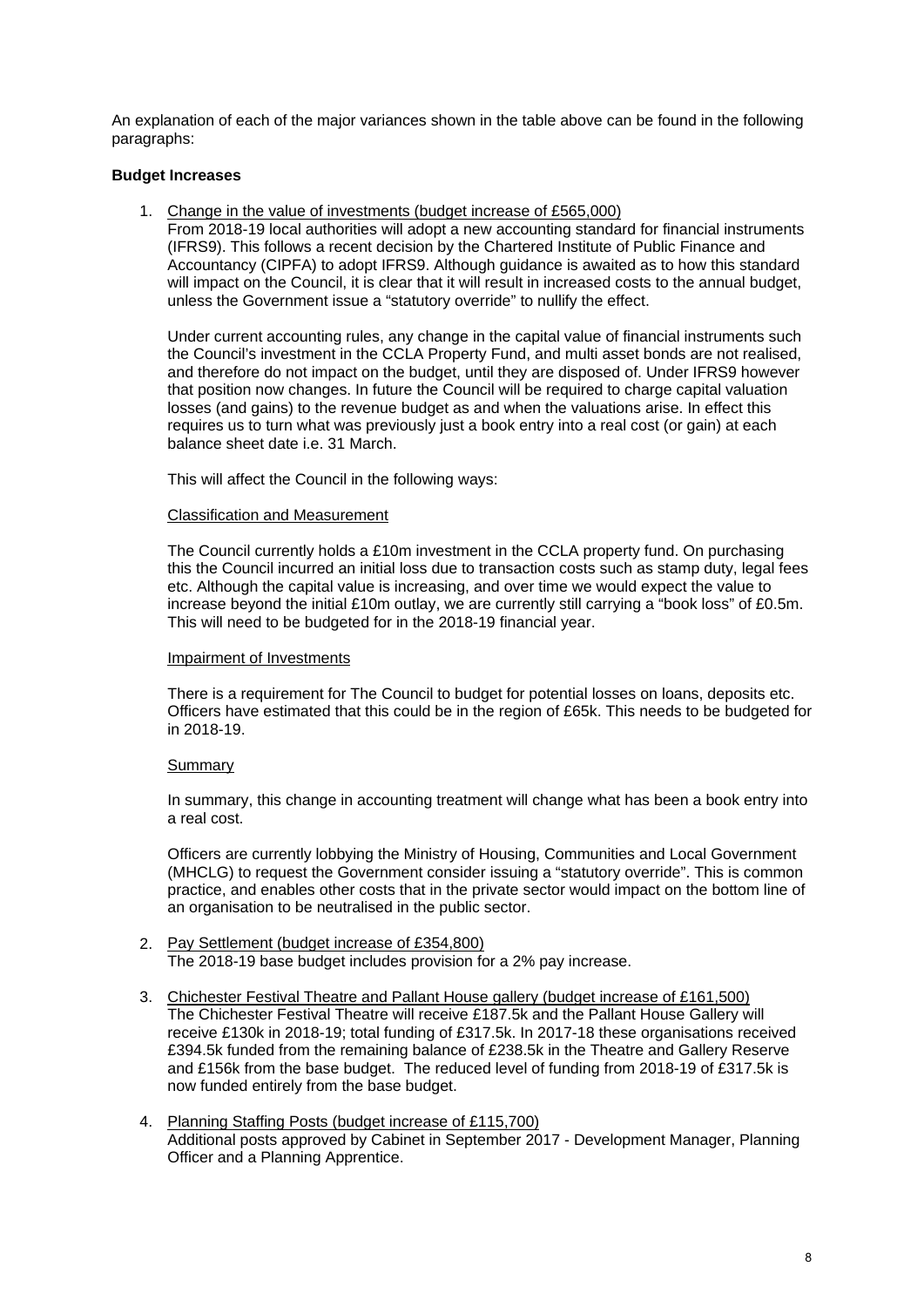An explanation of each of the major variances shown in the table above can be found in the following paragraphs:

**Budget Increases**

1. Change in the value of investments (budget increase of £565,000)
   From 2018-19 local authorities will adopt a new accounting standard for financial instruments (IFRS9). This follows a recent decision by the Chartered Institute of Public Finance and Accountancy (CIPFA) to adopt IFRS9. Although guidance is awaited as to how this standard will impact on the Council, it is clear that it will result in increased costs to the annual budget, unless the Government issue a "statutory override" to nullify the effect.

   Under current accounting rules, any change in the capital value of financial instruments such the Council's investment in the CCLA Property Fund, and multi asset bonds are not realised, and therefore do not impact on the budget, until they are disposed of. Under IFRS9 however that position now changes. In future the Council will be required to charge capital valuation losses (and gains) to the revenue budget as and when the valuations arise. In effect this requires us to turn what was previously just a book entry into a real cost (or gain) at each balance sheet date i.e. 31 March.

   This will affect the Council in the following ways:

   Classification and Measurement

   The Council currently holds a £10m investment in the CCLA property fund. On purchasing this the Council incurred an initial loss due to transaction costs such as stamp duty, legal fees etc. Although the capital value is increasing, and over time we would expect the value to increase beyond the initial £10m outlay, we are currently still carrying a "book loss" of £0.5m. This will need to be budgeted for in the 2018-19 financial year.

   Impairment of Investments

   There is a requirement for The Council to budget for potential losses on loans, deposits etc. Officers have estimated that this could be in the region of £65k. This needs to be budgeted for in 2018-19.

   Summary

   In summary, this change in accounting treatment will change what has been a book entry into a real cost.

   Officers are currently lobbying the Ministry of Housing, Communities and Local Government (MHCLG) to request the Government consider issuing a "statutory override". This is common practice, and enables other costs that in the private sector would impact on the bottom line of an organisation to be neutralised in the public sector.

2. Pay Settlement (budget increase of £354,800)
   The 2018-19 base budget includes provision for a 2% pay increase.

3. Chichester Festival Theatre and Pallant House gallery (budget increase of £161,500)
   The Chichester Festival Theatre will receive £187.5k and the Pallant House Gallery will receive £130k in 2018-19; total funding of £317.5k. In 2017-18 these organisations received £394.5k funded from the remaining balance of £238.5k in the Theatre and Gallery Reserve and £156k from the base budget. The reduced level of funding from 2018-19 of £317.5k is now funded entirely from the base budget.

4. Planning Staffing Posts (budget increase of £115,700)
   Additional posts approved by Cabinet in September 2017 - Development Manager, Planning Officer and a Planning Apprentice.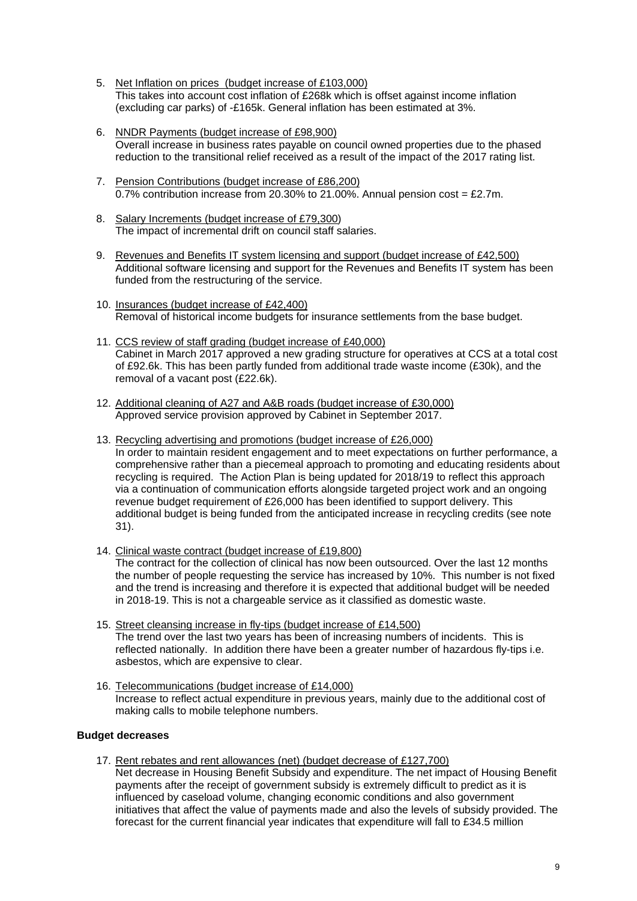5. Net Inflation on prices (budget increase of £103,000)
   This takes into account cost inflation of £268k which is offset against income inflation (excluding car parks) of -£165k. General inflation has been estimated at 3%.

6. NNDR Payments (budget increase of £98,900)
   Overall increase in business rates payable on council owned properties due to the phased reduction to the transitional relief received as a result of the impact of the 2017 rating list.

7. Pension Contributions (budget increase of £86,200)
   0.7% contribution increase from 20.30% to 21.00%. Annual pension cost = £2.7m.

8. Salary Increments (budget increase of £79,300)
   The impact of incremental drift on council staff salaries.

9. Revenues and Benefits IT system licensing and support (budget increase of £42,500)
   Additional software licensing and support for the Revenues and Benefits IT system has been funded from the restructuring of the service.

10. Insurances (budget increase of £42,400)
    Removal of historical income budgets for insurance settlements from the base budget.

11. CCS review of staff grading (budget increase of £40,000)
    Cabinet in March 2017 approved a new grading structure for operatives at CCS at a total cost of £92.6k. This has been partly funded from additional trade waste income (£30k), and the removal of a vacant post (£22.6k).

12. Additional cleaning of A27 and A&B roads (budget increase of £30,000)
    Approved service provision approved by Cabinet in September 2017.

13. Recycling advertising and promotions (budget increase of £26,000)
    In order to maintain resident engagement and to meet expectations on further performance, a comprehensive rather than a piecemeal approach to promoting and educating residents about recycling is required. The Action Plan is being updated for 2018/19 to reflect this approach via a continuation of communication efforts alongside targeted project work and an ongoing revenue budget requirement of £26,000 has been identified to support delivery. This additional budget is being funded from the anticipated increase in recycling credits (see note 31).

14. Clinical waste contract (budget increase of £19,800)
    The contract for the collection of clinical has now been outsourced. Over the last 12 months the number of people requesting the service has increased by 10%. This number is not fixed and the trend is increasing and therefore it is expected that additional budget will be needed in 2018-19. This is not a chargeable service as it classified as domestic waste.

15. Street cleansing increase in fly-tips (budget increase of £14,500)
    The trend over the last two years has been of increasing numbers of incidents. This is reflected nationally. In addition there have been a greater number of hazardous fly-tips i.e. asbestos, which are expensive to clear.

16. Telecommunications (budget increase of £14,000)
    Increase to reflect actual expenditure in previous years, mainly due to the additional cost of making calls to mobile telephone numbers.

**Budget decreases**

17. Rent rebates and rent allowances (net) (budget decrease of £127,700)
    Net decrease in Housing Benefit Subsidy and expenditure. The net impact of Housing Benefit payments after the receipt of government subsidy is extremely difficult to predict as it is influenced by caseload volume, changing economic conditions and also government initiatives that affect the value of payments made and also the levels of subsidy provided. The forecast for the current financial year indicates that expenditure will fall to £34.5 million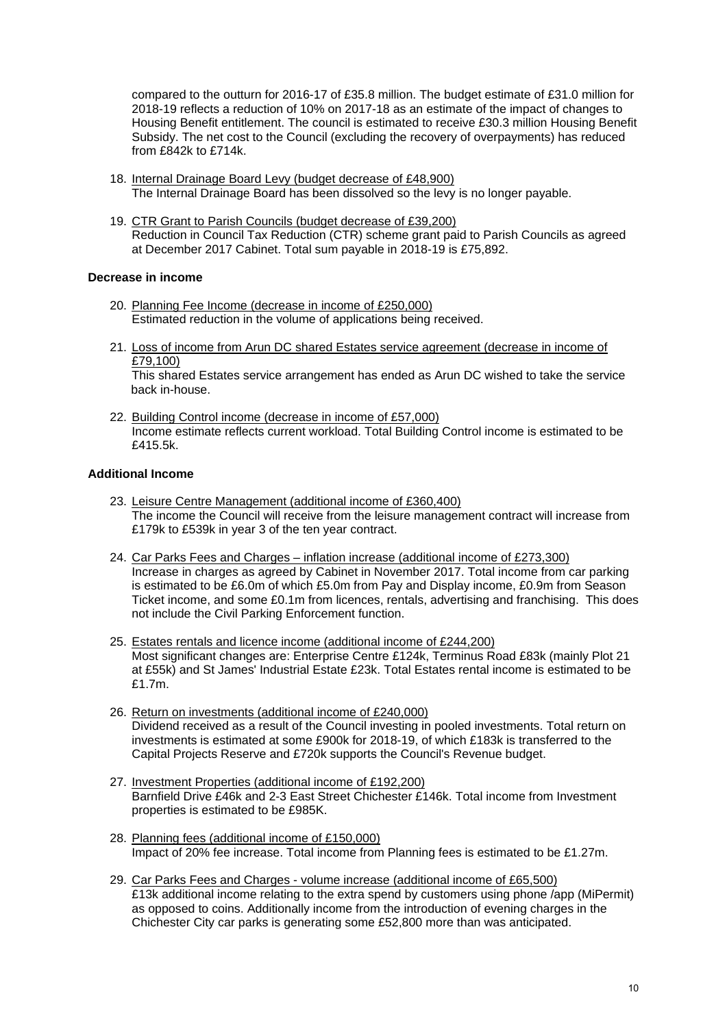compared to the outturn for 2016-17 of £35.8 million. The budget estimate of £31.0 million for 2018-19 reflects a reduction of 10% on 2017-18 as an estimate of the impact of changes to Housing Benefit entitlement. The council is estimated to receive £30.3 million Housing Benefit Subsidy. The net cost to the Council (excluding the recovery of overpayments) has reduced from £842k to £714k.

18. Internal Drainage Board Levy (budget decrease of £48,900)
    The Internal Drainage Board has been dissolved so the levy is no longer payable.

19. CTR Grant to Parish Councils (budget decrease of £39,200)
    Reduction in Council Tax Reduction (CTR) scheme grant paid to Parish Councils as agreed at December 2017 Cabinet. Total sum payable in 2018-19 is £75,892.

**Decrease in income**

20. Planning Fee Income (decrease in income of £250,000)
    Estimated reduction in the volume of applications being received.

21. Loss of income from Arun DC shared Estates service agreement (decrease in income of £79,100)
    This shared Estates service arrangement has ended as Arun DC wished to take the service back in-house.

22. Building Control income (decrease in income of £57,000)
    Income estimate reflects current workload. Total Building Control income is estimated to be £415.5k.

**Additional Income**

23. Leisure Centre Management (additional income of £360,400)
    The income the Council will receive from the leisure management contract will increase from £179k to £539k in year 3 of the ten year contract.

24. Car Parks Fees and Charges – inflation increase (additional income of £273,300)
    Increase in charges as agreed by Cabinet in November 2017. Total income from car parking is estimated to be £6.0m of which £5.0m from Pay and Display income, £0.9m from Season Ticket income, and some £0.1m from licences, rentals, advertising and franchising. This does not include the Civil Parking Enforcement function.

25. Estates rentals and licence income (additional income of £244,200)
    Most significant changes are: Enterprise Centre £124k, Terminus Road £83k (mainly Plot 21 at £55k) and St James' Industrial Estate £23k. Total Estates rental income is estimated to be £1.7m.

26. Return on investments (additional income of £240,000)
    Dividend received as a result of the Council investing in pooled investments. Total return on investments is estimated at some £900k for 2018-19, of which £183k is transferred to the Capital Projects Reserve and £720k supports the Council's Revenue budget.

27. Investment Properties (additional income of £192,200)
    Barnfield Drive £46k and 2-3 East Street Chichester £146k. Total income from Investment properties is estimated to be £985K.

28. Planning fees (additional income of £150,000)
    Impact of 20% fee increase. Total income from Planning fees is estimated to be £1.27m.

29. Car Parks Fees and Charges - volume increase (additional income of £65,500)
    £13k additional income relating to the extra spend by customers using phone /app (MiPermit) as opposed to coins. Additionally income from the introduction of evening charges in the Chichester City car parks is generating some £52,800 more than was anticipated.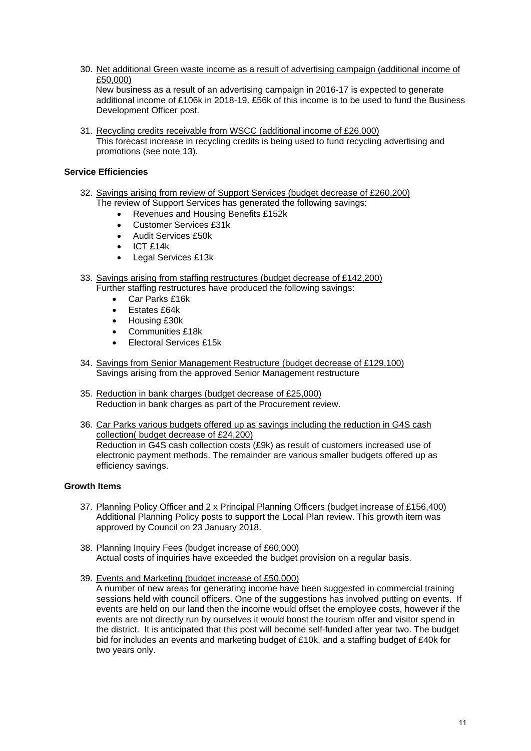30. <u>Net additional Green waste income as a result of advertising campaign (additional income of £50,000)</u>
    New business as a result of an advertising campaign in 2016-17 is expected to generate additional income of £106k in 2018-19. £56k of this income is to be used to fund the Business Development Officer post.

31. <u>Recycling credits receivable from WSCC (additional income of £26,000)</u>
    This forecast increase in recycling credits is being used to fund recycling advertising and promotions (see note 13).

**Service Efficiencies**

32. <u>Savings arising from review of Support Services (budget decrease of £260,200)</u>
    The review of Support Services has generated the following savings:
    - Revenues and Housing Benefits £152k
    - Customer Services £31k
    - Audit Services £50k
    - ICT £14k
    - Legal Services £13k

33. <u>Savings arising from staffing restructures (budget decrease of £142,200)</u>
    Further staffing restructures have produced the following savings:
    - Car Parks £16k
    - Estates £64k
    - Housing £30k
    - Communities £18k
    - Electoral Services £15k

34. <u>Savings from Senior Management Restructure (budget decrease of £129,100)</u>
    Savings arising from the approved Senior Management restructure

35. <u>Reduction in bank charges (budget decrease of £25,000)</u>
    Reduction in bank charges as part of the Procurement review.

36. <u>Car Parks various budgets offered up as savings including the reduction in G4S cash collection( budget decrease of £24,200)</u>
    Reduction in G4S cash collection costs (£9k) as result of customers increased use of electronic payment methods. The remainder are various smaller budgets offered up as efficiency savings.

**Growth Items**

37. <u>Planning Policy Officer and 2 x Principal Planning Officers (budget increase of £156,400)</u>
    Additional Planning Policy posts to support the Local Plan review. This growth item was approved by Council on 23 January 2018.

38. <u>Planning Inquiry Fees (budget increase of £60,000)</u>
    Actual costs of inquiries have exceeded the budget provision on a regular basis.

39. <u>Events and Marketing (budget increase of £50,000)</u>
    A number of new areas for generating income have been suggested in commercial training sessions held with council officers. One of the suggestions has involved putting on events. If events are held on our land then the income would offset the employee costs, however if the events are not directly run by ourselves it would boost the tourism offer and visitor spend in the district. It is anticipated that this post will become self-funded after year two. The budget bid for includes an events and marketing budget of £10k, and a staffing budget of £40k for two years only.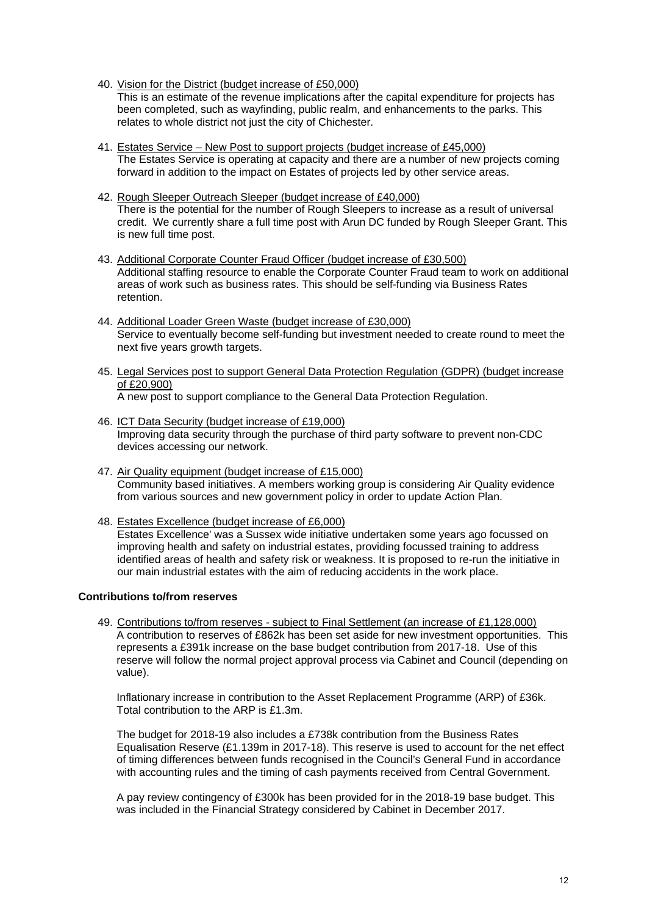40. Vision for the District (budget increase of £50,000)
   This is an estimate of the revenue implications after the capital expenditure for projects has been completed, such as wayfinding, public realm, and enhancements to the parks. This relates to whole district not just the city of Chichester.

41. Estates Service – New Post to support projects (budget increase of £45,000)
   The Estates Service is operating at capacity and there are a number of new projects coming forward in addition to the impact on Estates of projects led by other service areas.

42. Rough Sleeper Outreach Sleeper (budget increase of £40,000)
   There is the potential for the number of Rough Sleepers to increase as a result of universal credit. We currently share a full time post with Arun DC funded by Rough Sleeper Grant. This is new full time post.

43. Additional Corporate Counter Fraud Officer (budget increase of £30,500)
   Additional staffing resource to enable the Corporate Counter Fraud team to work on additional areas of work such as business rates. This should be self-funding via Business Rates retention.

44. Additional Loader Green Waste (budget increase of £30,000)
   Service to eventually become self-funding but investment needed to create round to meet the next five years growth targets.

45. Legal Services post to support General Data Protection Regulation (GDPR) (budget increase of £20,900)
   A new post to support compliance to the General Data Protection Regulation.

46. ICT Data Security (budget increase of £19,000)
   Improving data security through the purchase of third party software to prevent non-CDC devices accessing our network.

47. Air Quality equipment (budget increase of £15,000)
   Community based initiatives. A members working group is considering Air Quality evidence from various sources and new government policy in order to update Action Plan.

48. Estates Excellence (budget increase of £6,000)
   Estates Excellence' was a Sussex wide initiative undertaken some years ago focussed on improving health and safety on industrial estates, providing focussed training to address identified areas of health and safety risk or weakness. It is proposed to re-run the initiative in our main industrial estates with the aim of reducing accidents in the work place.

**Contributions to/from reserves**

49. Contributions to/from reserves - subject to Final Settlement (an increase of £1,128,000)
   A contribution to reserves of £862k has been set aside for new investment opportunities. This represents a £391k increase on the base budget contribution from 2017-18. Use of this reserve will follow the normal project approval process via Cabinet and Council (depending on value).

   Inflationary increase in contribution to the Asset Replacement Programme (ARP) of £36k. Total contribution to the ARP is £1.3m.

   The budget for 2018-19 also includes a £738k contribution from the Business Rates Equalisation Reserve (£1.139m in 2017-18). This reserve is used to account for the net effect of timing differences between funds recognised in the Council's General Fund in accordance with accounting rules and the timing of cash payments received from Central Government.

   A pay review contingency of £300k has been provided for in the 2018-19 base budget. This was included in the Financial Strategy considered by Cabinet in December 2017.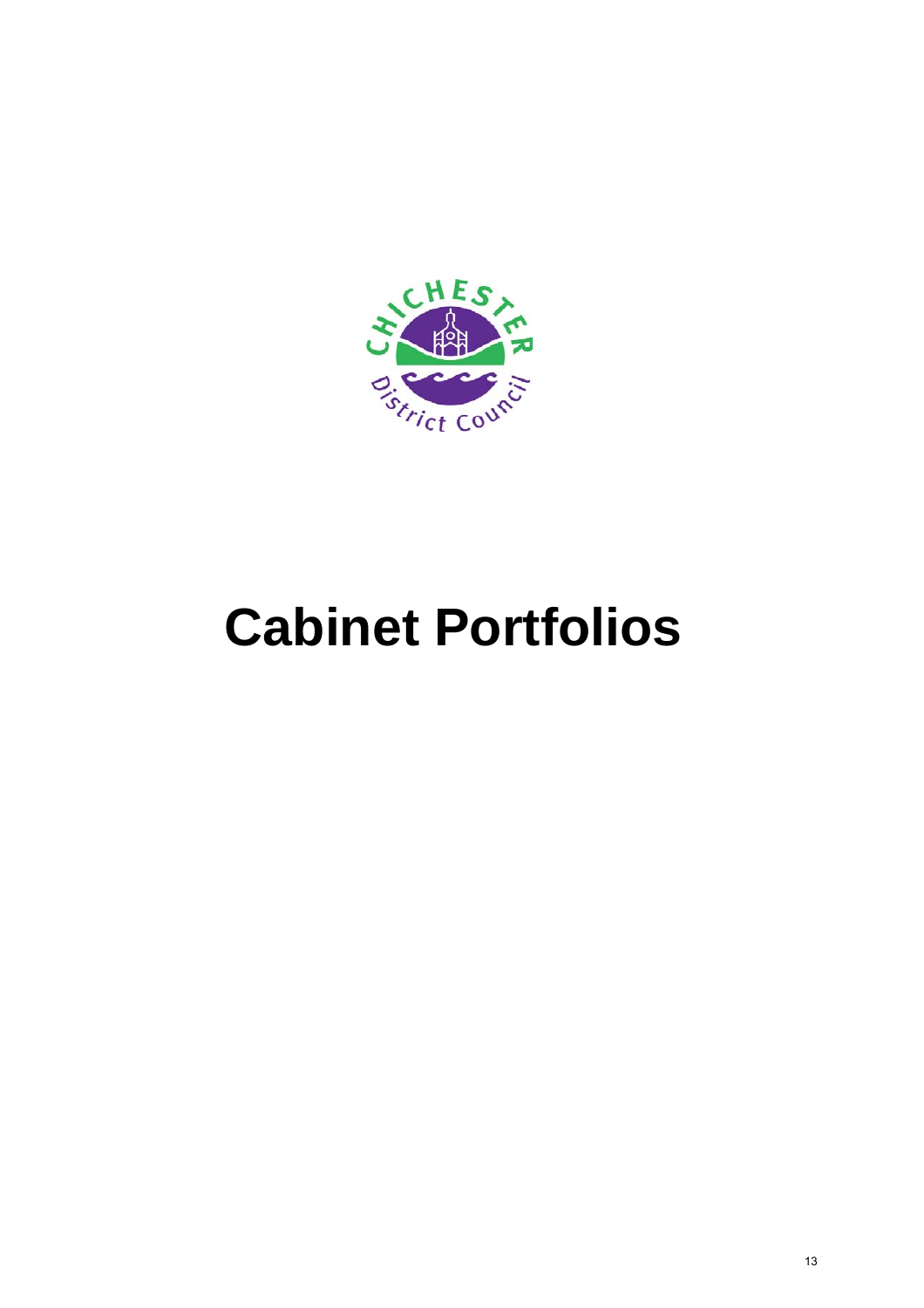# Cabinet Portfolios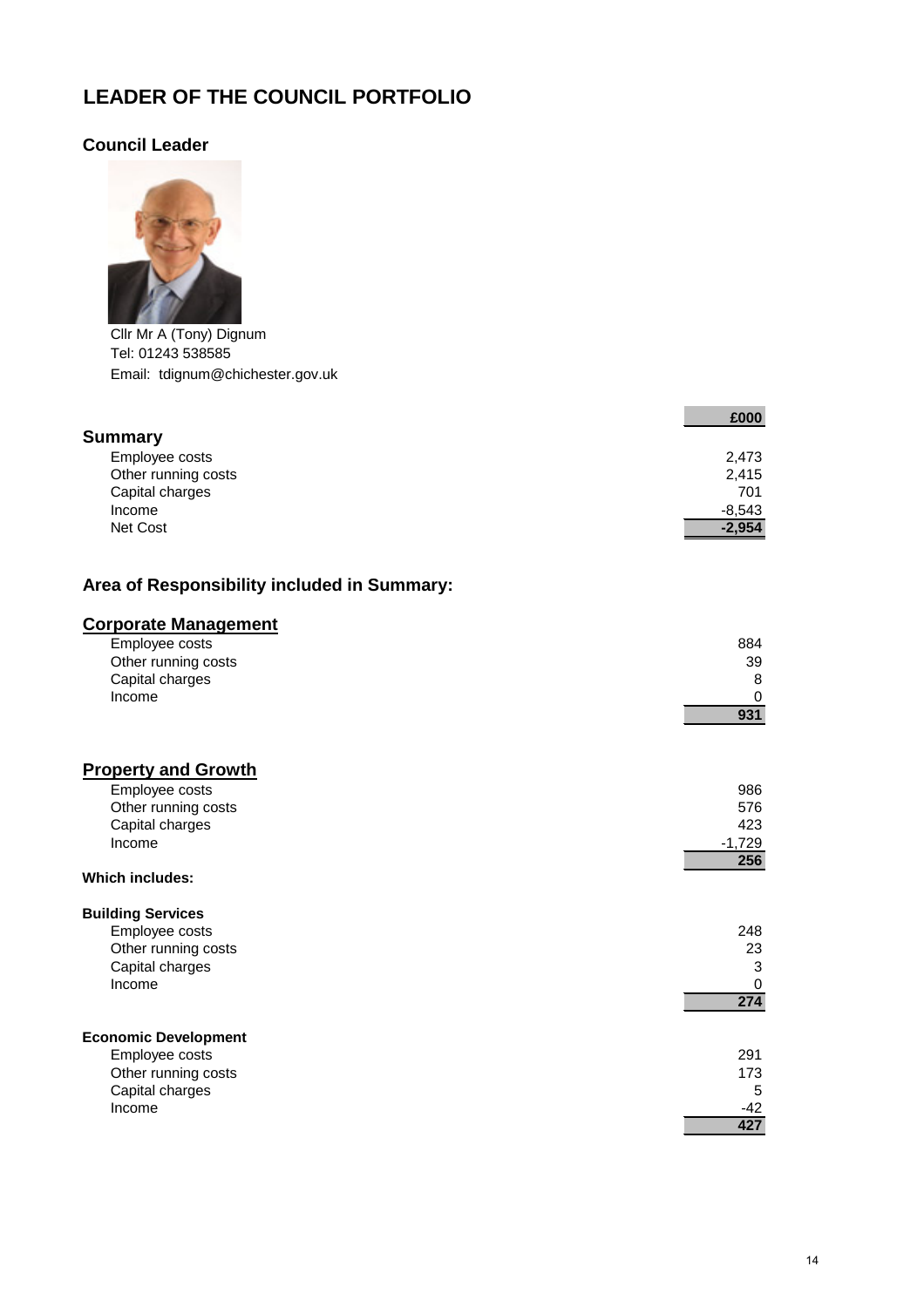# LEADER OF THE COUNCIL PORTFOLIO

## Council Leader

Cllr Mr A (Tony) Dignum
Tel: 01243 538585
Email: tdignum@chichester.gov.uk

| | £000 |
|---|---|
| **Summary** | |
| Employee costs | 2,473 |
| Other running costs | 2,415 |
| Capital charges | 701 |
| Income | -8,543 |
| Net Cost | **-2,954** |

## Area of Responsibility included in Summary:

### Corporate Management

| | |
|---|---|
| Employee costs | 884 |
| Other running costs | 39 |
| Capital charges | 8 |
| Income | 0 |
| | **931** |

### Property and Growth

| | |
|---|---|
| Employee costs | 986 |
| Other running costs | 576 |
| Capital charges | 423 |
| Income | -1,729 |
| | **256** |

**Which includes:**

**Building Services**

| | |
|---|---|
| Employee costs | 248 |
| Other running costs | 23 |
| Capital charges | 3 |
| Income | 0 |
| | **274** |

**Economic Development**

| | |
|---|---|
| Employee costs | 291 |
| Other running costs | 173 |
| Capital charges | 5 |
| Income | -42 |
| | **427** |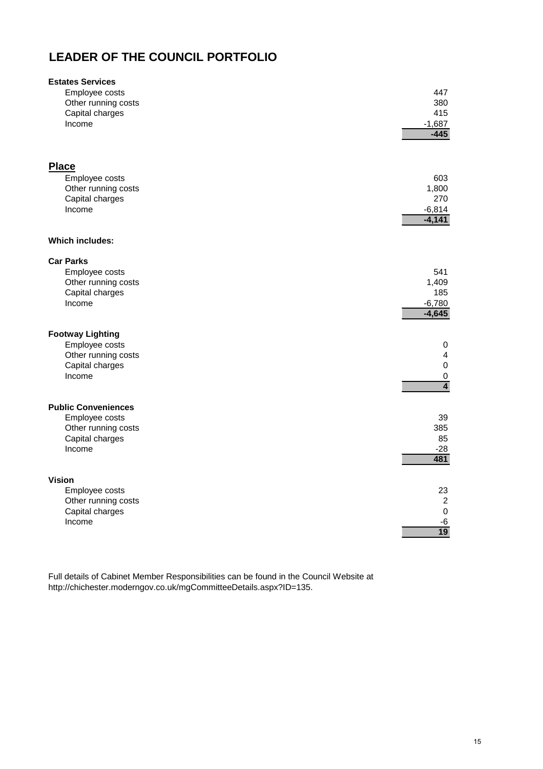# LEADER OF THE COUNCIL PORTFOLIO

**Estates Services**

| | |
|---|---:|
| Employee costs | 447 |
| Other running costs | 380 |
| Capital charges | 415 |
| Income | -1,687 |
| | **-445** |

## Place

| | |
|---|---:|
| Employee costs | 603 |
| Other running costs | 1,800 |
| Capital charges | 270 |
| Income | -6,814 |
| | **-4,141** |

**Which includes:**

**Car Parks**

| | |
|---|---:|
| Employee costs | 541 |
| Other running costs | 1,409 |
| Capital charges | 185 |
| Income | -6,780 |
| | **-4,645** |

**Footway Lighting**

| | |
|---|---:|
| Employee costs | 0 |
| Other running costs | 4 |
| Capital charges | 0 |
| Income | 0 |
| | **4** |

**Public Conveniences**

| | |
|---|---:|
| Employee costs | 39 |
| Other running costs | 385 |
| Capital charges | 85 |
| Income | -28 |
| | **481** |

**Vision**

| | |
|---|---:|
| Employee costs | 23 |
| Other running costs | 2 |
| Capital charges | 0 |
| Income | -6 |
| | **19** |

Full details of Cabinet Member Responsibilities can be found in the Council Website at http://chichester.moderngov.co.uk/mgCommitteeDetails.aspx?ID=135.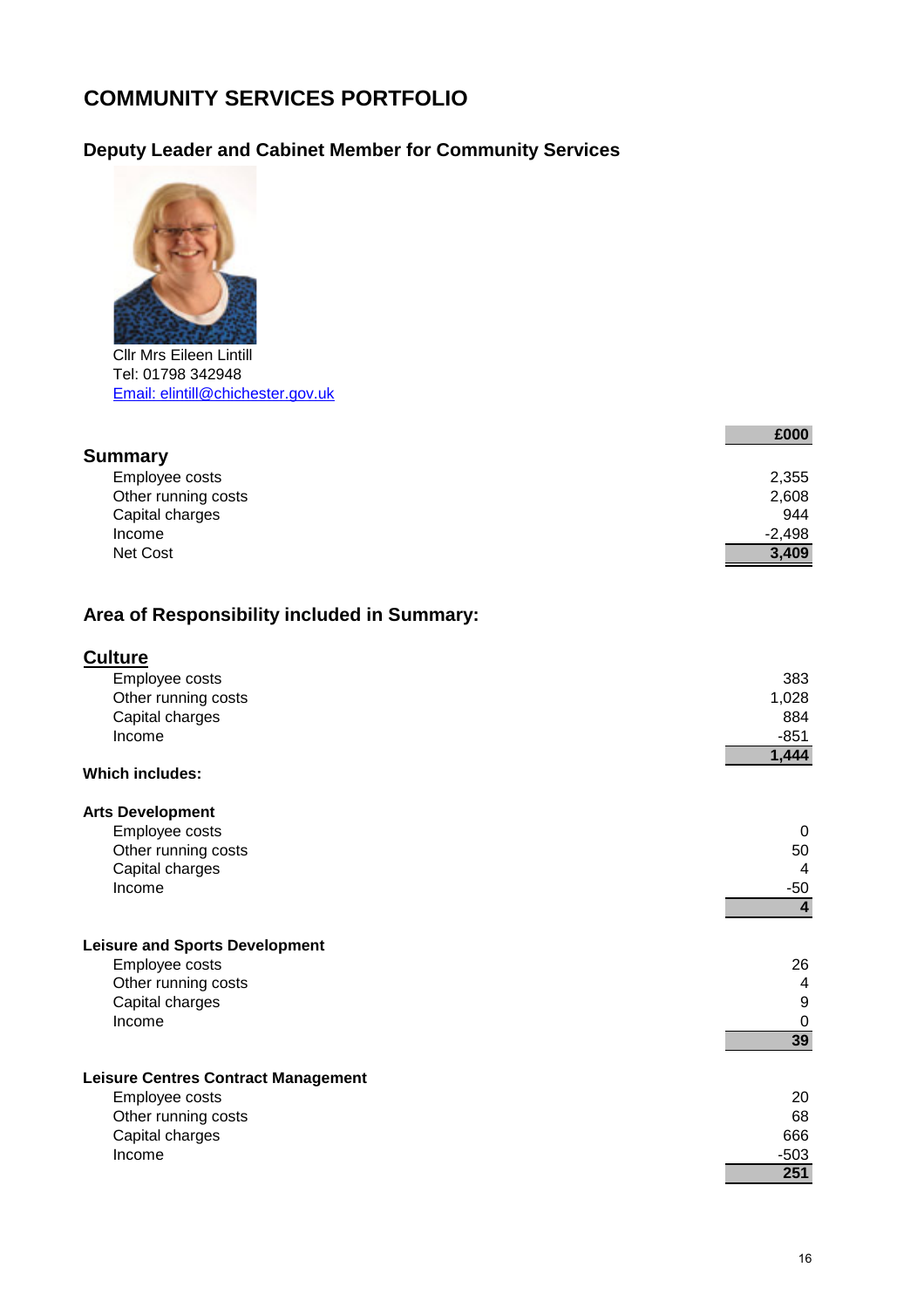# COMMUNITY SERVICES PORTFOLIO

## Deputy Leader and Cabinet Member for Community Services

Cllr Mrs Eileen Lintill
Tel: 01798 342948
Email: elintill@chichester.gov.uk

| | £000 |
|---|---|
| **Summary** | |
| Employee costs | 2,355 |
| Other running costs | 2,608 |
| Capital charges | 944 |
| Income | -2,498 |
| Net Cost | **3,409** |

## Area of Responsibility included in Summary:

### Culture

| | |
|---|---|
| Employee costs | 383 |
| Other running costs | 1,028 |
| Capital charges | 884 |
| Income | -851 |
| | **1,444** |

**Which includes:**

**Arts Development**

| | |
|---|---|
| Employee costs | 0 |
| Other running costs | 50 |
| Capital charges | 4 |
| Income | -50 |
| | **4** |

**Leisure and Sports Development**

| | |
|---|---|
| Employee costs | 26 |
| Other running costs | 4 |
| Capital charges | 9 |
| Income | 0 |
| | **39** |

**Leisure Centres Contract Management**

| | |
|---|---|
| Employee costs | 20 |
| Other running costs | 68 |
| Capital charges | 666 |
| Income | -503 |
| | **251** |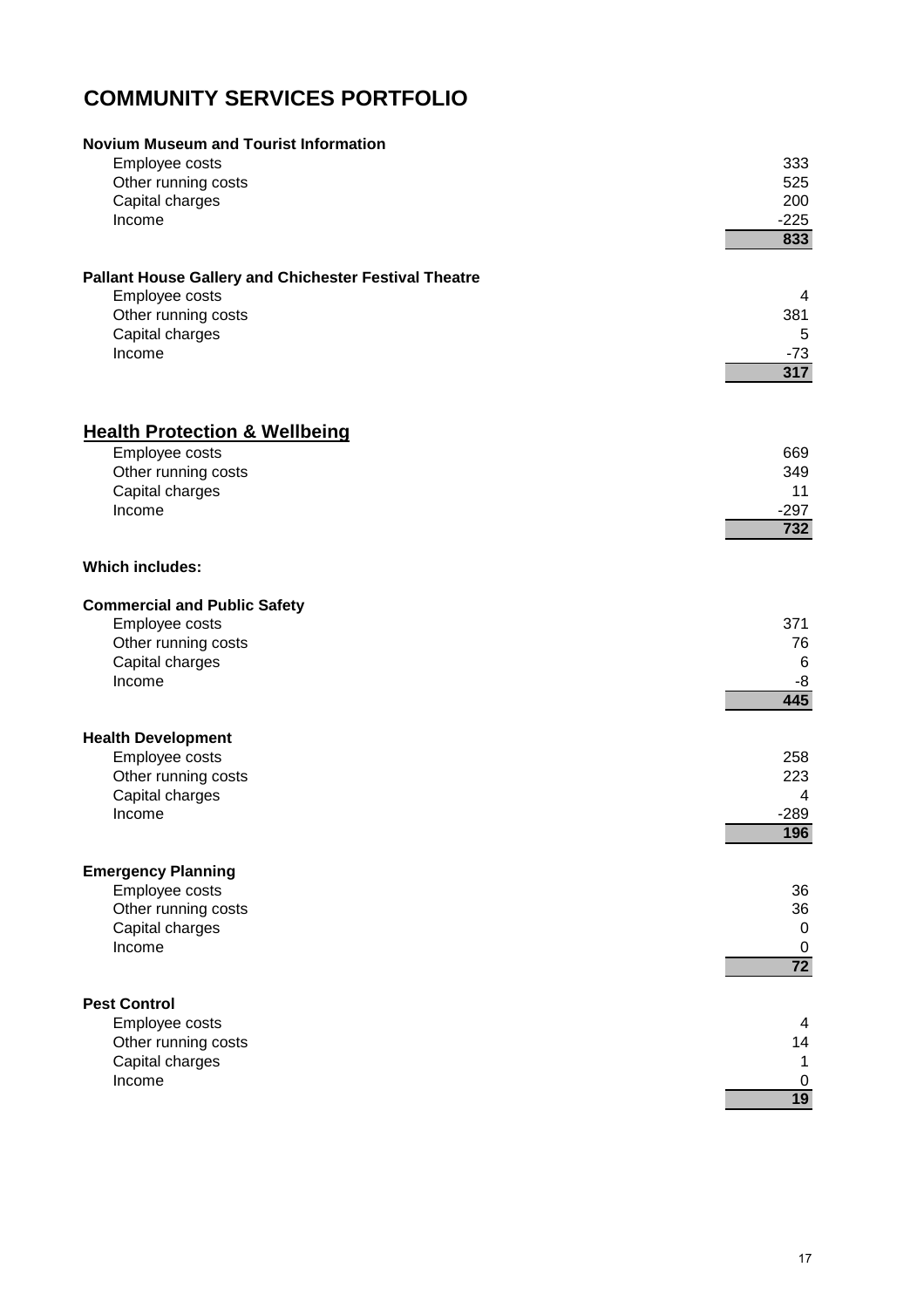# COMMUNITY SERVICES PORTFOLIO

**Novium Museum and Tourist Information**

| | |
|---|---:|
| Employee costs | 333 |
| Other running costs | 525 |
| Capital charges | 200 |
| Income | -225 |
| | **833** |

**Pallant House Gallery and Chichester Festival Theatre**

| | |
|---|---:|
| Employee costs | 4 |
| Other running costs | 381 |
| Capital charges | 5 |
| Income | -73 |
| | **317** |

## Health Protection & Wellbeing

| | |
|---|---:|
| Employee costs | 669 |
| Other running costs | 349 |
| Capital charges | 11 |
| Income | -297 |
| | **732** |

**Which includes:**

**Commercial and Public Safety**

| | |
|---|---:|
| Employee costs | 371 |
| Other running costs | 76 |
| Capital charges | 6 |
| Income | -8 |
| | **445** |

**Health Development**

| | |
|---|---:|
| Employee costs | 258 |
| Other running costs | 223 |
| Capital charges | 4 |
| Income | -289 |
| | **196** |

**Emergency Planning**

| | |
|---|---:|
| Employee costs | 36 |
| Other running costs | 36 |
| Capital charges | 0 |
| Income | 0 |
| | **72** |

**Pest Control**

| | |
|---|---:|
| Employee costs | 4 |
| Other running costs | 14 |
| Capital charges | 1 |
| Income | 0 |
| | **19** |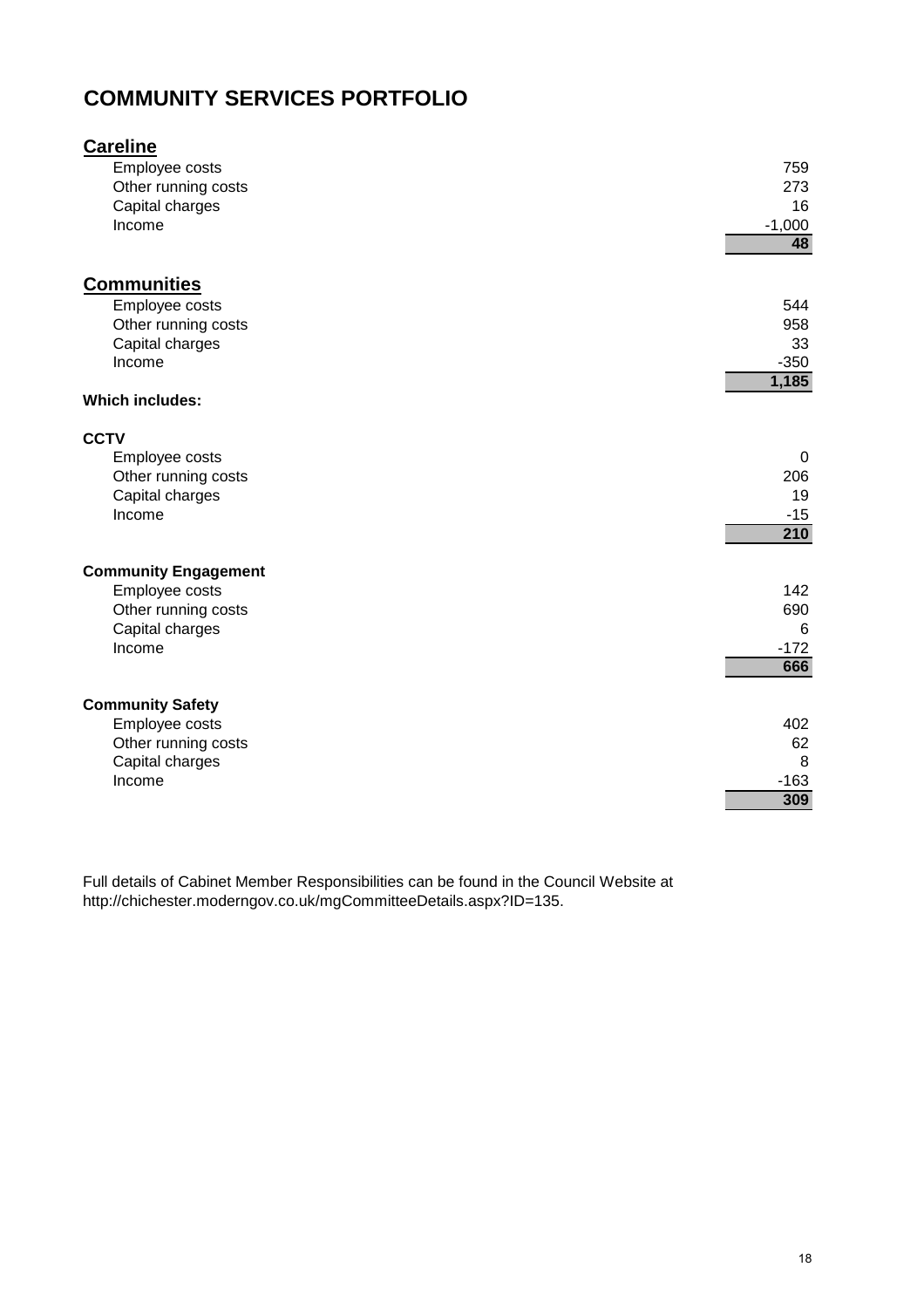# COMMUNITY SERVICES PORTFOLIO

## Careline

| | |
|---|---|
| Employee costs | 759 |
| Other running costs | 273 |
| Capital charges | 16 |
| Income | -1,000 |
| | **48** |

## Communities

| | |
|---|---|
| Employee costs | 544 |
| Other running costs | 958 |
| Capital charges | 33 |
| Income | -350 |
| | **1,185** |

**Which includes:**

**CCTV**

| | |
|---|---|
| Employee costs | 0 |
| Other running costs | 206 |
| Capital charges | 19 |
| Income | -15 |
| | **210** |

**Community Engagement**

| | |
|---|---|
| Employee costs | 142 |
| Other running costs | 690 |
| Capital charges | 6 |
| Income | -172 |
| | **666** |

**Community Safety**

| | |
|---|---|
| Employee costs | 402 |
| Other running costs | 62 |
| Capital charges | 8 |
| Income | -163 |
| | **309** |

Full details of Cabinet Member Responsibilities can be found in the Council Website at http://chichester.moderngov.co.uk/mgCommitteeDetails.aspx?ID=135.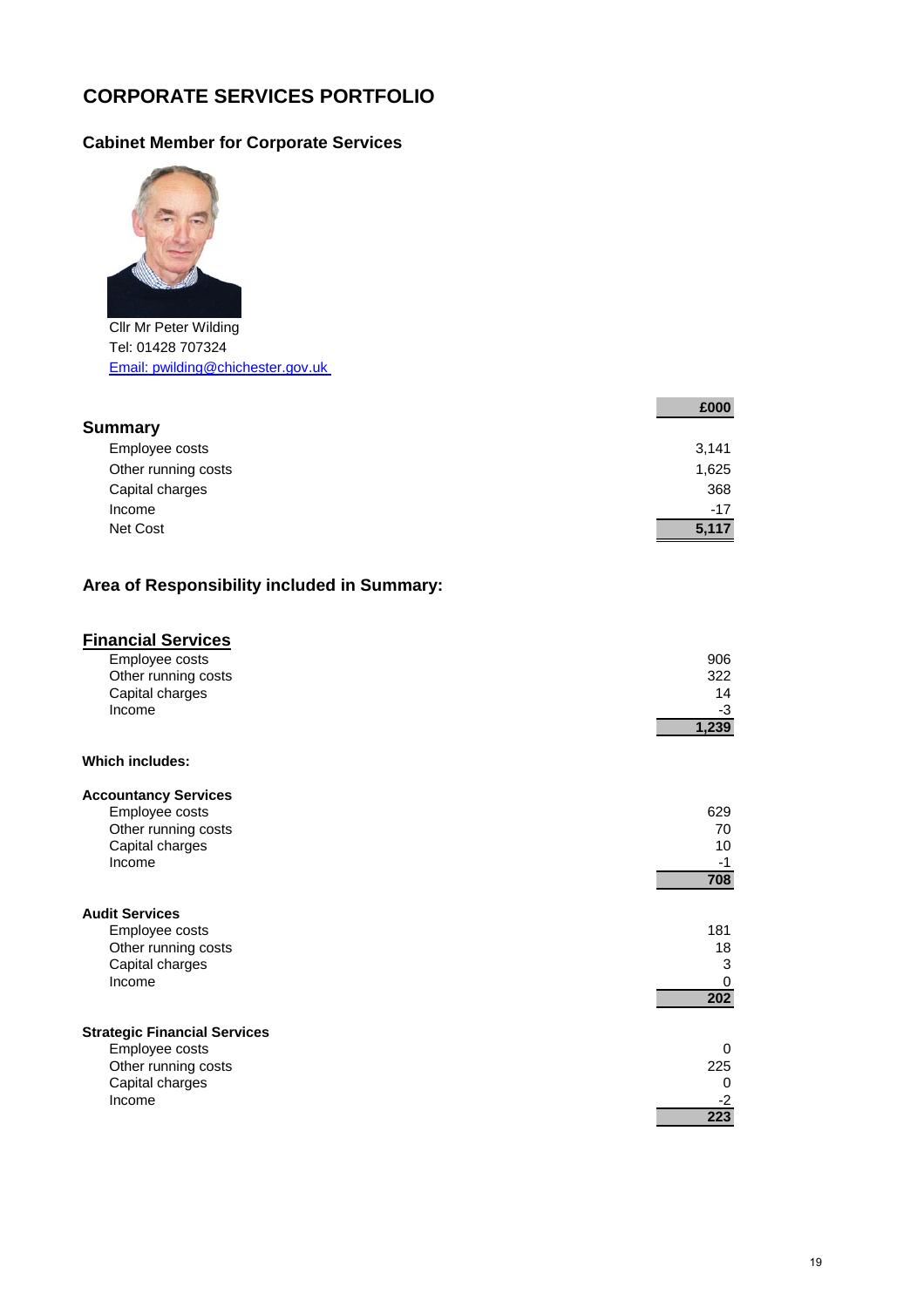# CORPORATE SERVICES PORTFOLIO

## Cabinet Member for Corporate Services

Cllr Mr Peter Wilding
Tel: 01428 707324
Email: pwilding@chichester.gov.uk

| Summary | £000 |
|---|---|
| Employee costs | 3,141 |
| Other running costs | 1,625 |
| Capital charges | 368 |
| Income | -17 |
| Net Cost | **5,117** |

## Area of Responsibility included in Summary:

### Financial Services

| | |
|---|---|
| Employee costs | 906 |
| Other running costs | 322 |
| Capital charges | 14 |
| Income | -3 |
| | **1,239** |

**Which includes:**

**Accountancy Services**

| | |
|---|---|
| Employee costs | 629 |
| Other running costs | 70 |
| Capital charges | 10 |
| Income | -1 |
| | **708** |

**Audit Services**

| | |
|---|---|
| Employee costs | 181 |
| Other running costs | 18 |
| Capital charges | 3 |
| Income | 0 |
| | **202** |

**Strategic Financial Services**

| | |
|---|---|
| Employee costs | 0 |
| Other running costs | 225 |
| Capital charges | 0 |
| Income | -2 |
| | **223** |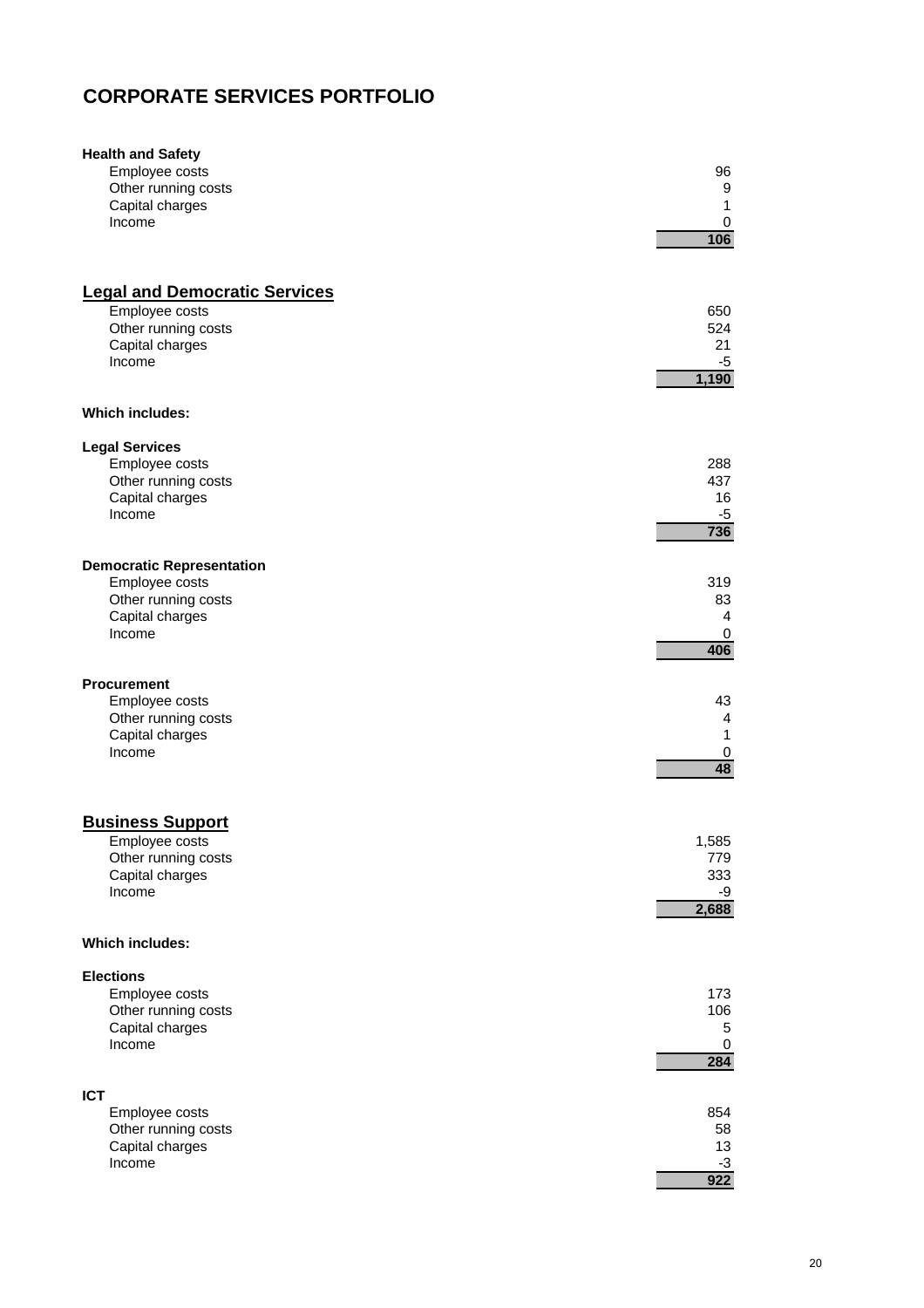# CORPORATE SERVICES PORTFOLIO

**Health and Safety**

| | |
|---|---|
| Employee costs | 96 |
| Other running costs | 9 |
| Capital charges | 1 |
| Income | 0 |
| | **106** |

## Legal and Democratic Services

| | |
|---|---|
| Employee costs | 650 |
| Other running costs | 524 |
| Capital charges | 21 |
| Income | -5 |
| | **1,190** |

**Which includes:**

**Legal Services**

| | |
|---|---|
| Employee costs | 288 |
| Other running costs | 437 |
| Capital charges | 16 |
| Income | -5 |
| | **736** |

**Democratic Representation**

| | |
|---|---|
| Employee costs | 319 |
| Other running costs | 83 |
| Capital charges | 4 |
| Income | 0 |
| | **406** |

**Procurement**

| | |
|---|---|
| Employee costs | 43 |
| Other running costs | 4 |
| Capital charges | 1 |
| Income | 0 |
| | **48** |

## Business Support

| | |
|---|---|
| Employee costs | 1,585 |
| Other running costs | 779 |
| Capital charges | 333 |
| Income | -9 |
| | **2,688** |

**Which includes:**

**Elections**

| | |
|---|---|
| Employee costs | 173 |
| Other running costs | 106 |
| Capital charges | 5 |
| Income | 0 |
| | **284** |

**ICT**

| | |
|---|---|
| Employee costs | 854 |
| Other running costs | 58 |
| Capital charges | 13 |
| Income | -3 |
| | **922** |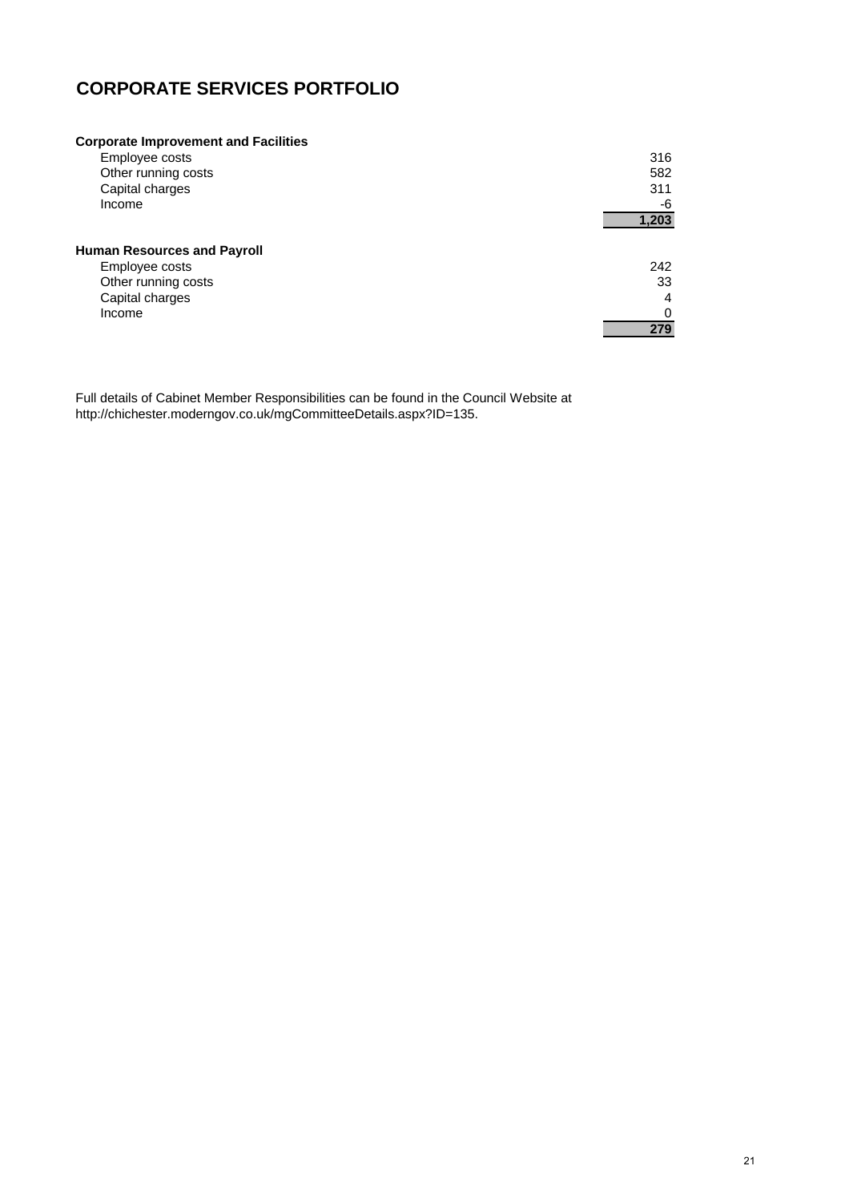# CORPORATE SERVICES PORTFOLIO

| **Corporate Improvement and Facilities** | |
|---|---|
| Employee costs | 316 |
| Other running costs | 582 |
| Capital charges | 311 |
| Income | -6 |
| | **1,203** |

| **Human Resources and Payroll** | |
|---|---|
| Employee costs | 242 |
| Other running costs | 33 |
| Capital charges | 4 |
| Income | 0 |
| | **279** |

Full details of Cabinet Member Responsibilities can be found in the Council Website at http://chichester.moderngov.co.uk/mgCommitteeDetails.aspx?ID=135.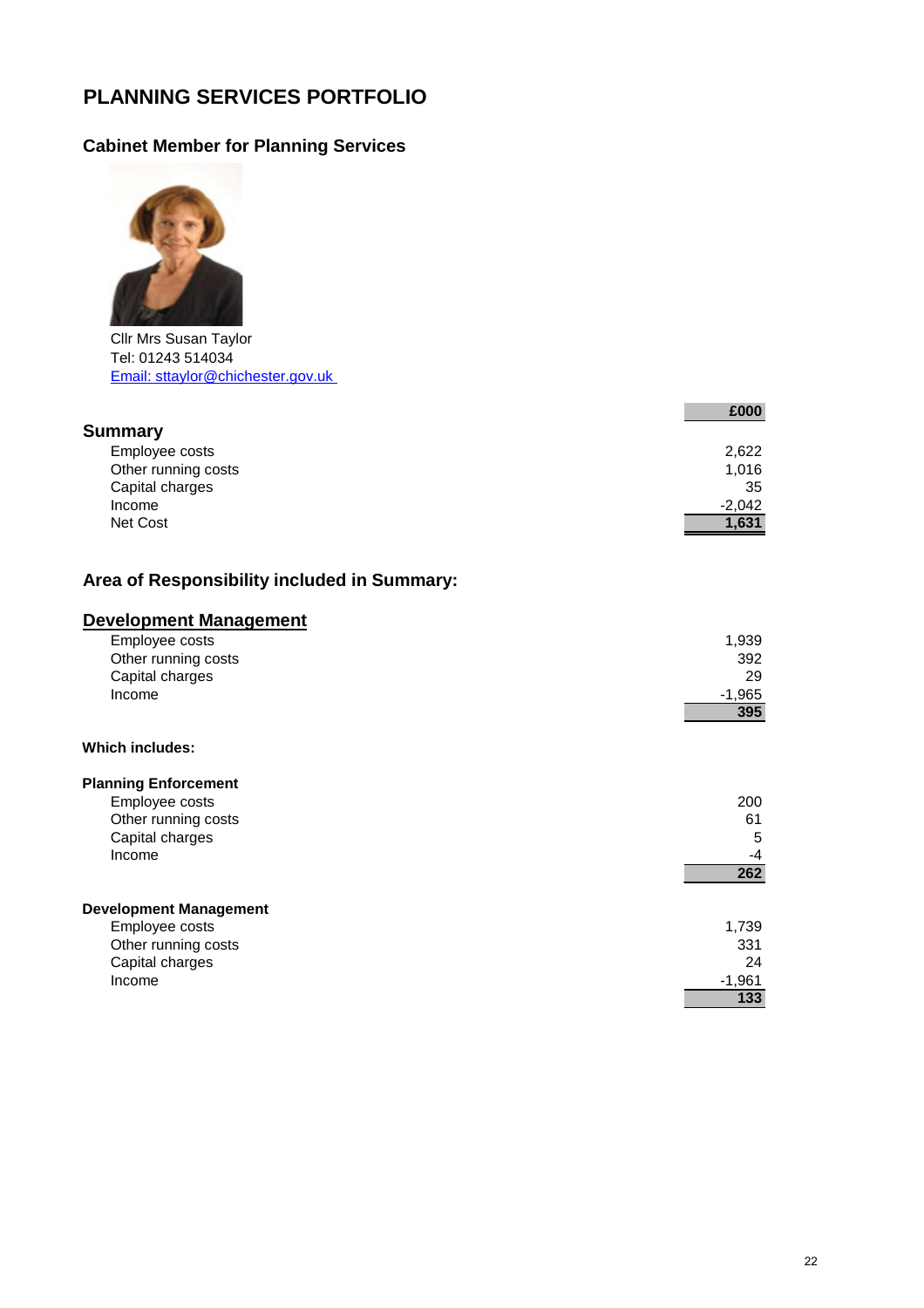# PLANNING SERVICES PORTFOLIO

## Cabinet Member for Planning Services

Cllr Mrs Susan Taylor
Tel: 01243 514034
[Email: sttaylor@chichester.gov.uk](mailto:sttaylor@chichester.gov.uk)

| Summary | £000 |
|---|---|
| Employee costs | 2,622 |
| Other running costs | 1,016 |
| Capital charges | 35 |
| Income | -2,042 |
| Net Cost | **1,631** |

## Area of Responsibility included in Summary:

### Development Management

| | |
|---|---|
| Employee costs | 1,939 |
| Other running costs | 392 |
| Capital charges | 29 |
| Income | -1,965 |
| | **395** |

**Which includes:**

**Planning Enforcement**

| | |
|---|---|
| Employee costs | 200 |
| Other running costs | 61 |
| Capital charges | 5 |
| Income | -4 |
| | **262** |

**Development Management**

| | |
|---|---|
| Employee costs | 1,739 |
| Other running costs | 331 |
| Capital charges | 24 |
| Income | -1,961 |
| | **133** |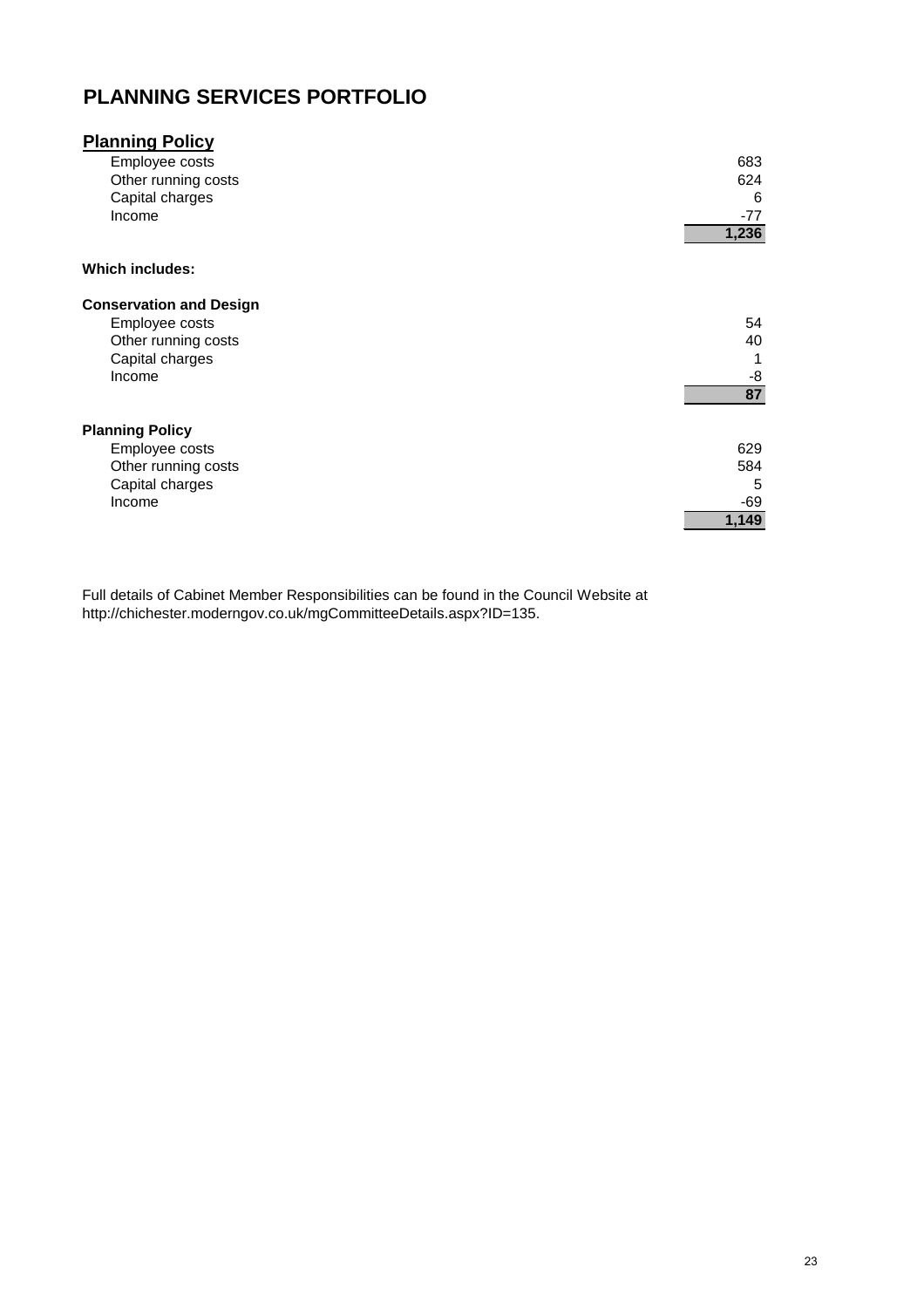# PLANNING SERVICES PORTFOLIO

## Planning Policy

| | |
|---|---|
| Employee costs | 683 |
| Other running costs | 624 |
| Capital charges | 6 |
| Income | -77 |
| | **1,236** |

**Which includes:**

**Conservation and Design**

| | |
|---|---|
| Employee costs | 54 |
| Other running costs | 40 |
| Capital charges | 1 |
| Income | -8 |
| | **87** |

**Planning Policy**

| | |
|---|---|
| Employee costs | 629 |
| Other running costs | 584 |
| Capital charges | 5 |
| Income | -69 |
| | **1,149** |

Full details of Cabinet Member Responsibilities can be found in the Council Website at http://chichester.moderngov.co.uk/mgCommitteeDetails.aspx?ID=135.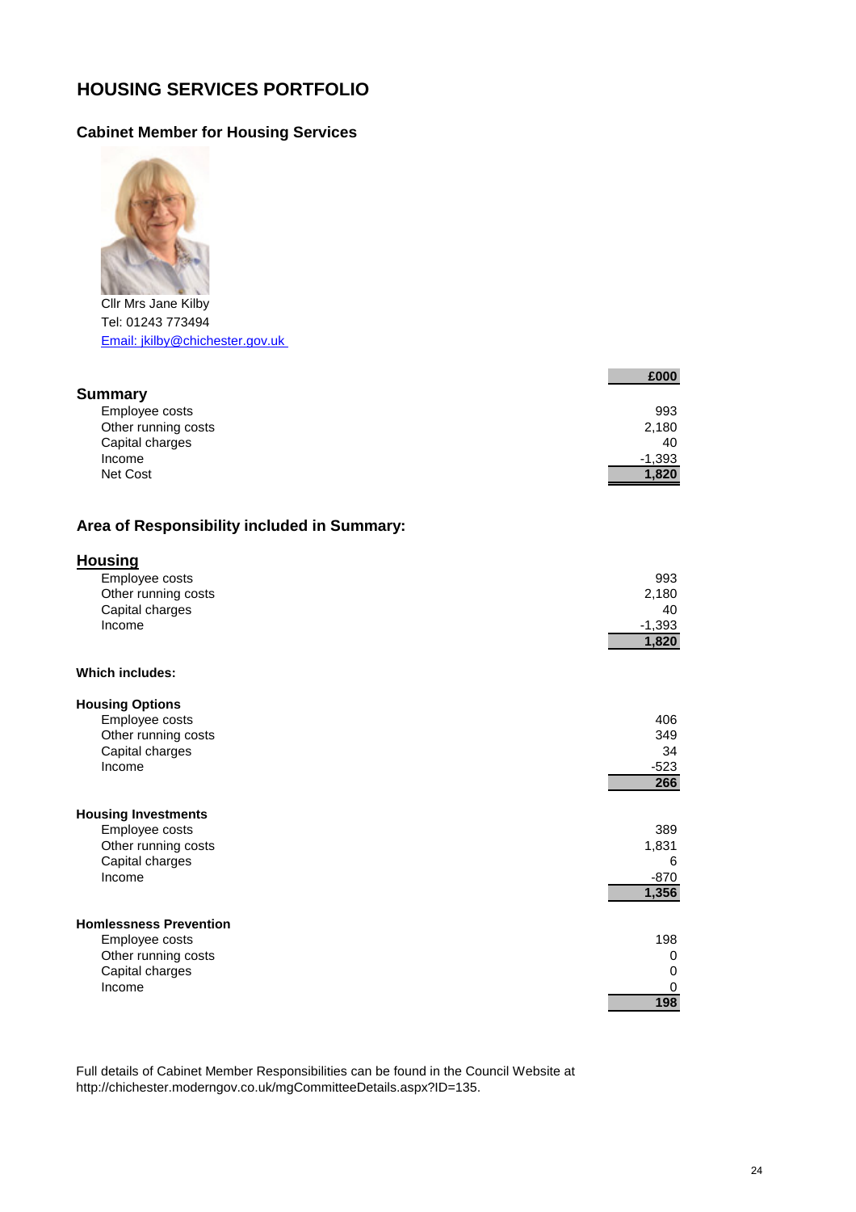# HOUSING SERVICES PORTFOLIO

## Cabinet Member for Housing Services

Cllr Mrs Jane Kilby
Tel: 01243 773494
[Email: jkilby@chichester.gov.uk](mailto:jkilby@chichester.gov.uk)

| Summary | £000 |
|---|---|
| Employee costs | 993 |
| Other running costs | 2,180 |
| Capital charges | 40 |
| Income | -1,393 |
| Net Cost | **1,820** |

## Area of Responsibility included in Summary:

### Housing

| | |
|---|---|
| Employee costs | 993 |
| Other running costs | 2,180 |
| Capital charges | 40 |
| Income | -1,393 |
| | **1,820** |

**Which includes:**

**Housing Options**

| | |
|---|---|
| Employee costs | 406 |
| Other running costs | 349 |
| Capital charges | 34 |
| Income | -523 |
| | **266** |

**Housing Investments**

| | |
|---|---|
| Employee costs | 389 |
| Other running costs | 1,831 |
| Capital charges | 6 |
| Income | -870 |
| | **1,356** |

**Homlessness Prevention**

| | |
|---|---|
| Employee costs | 198 |
| Other running costs | 0 |
| Capital charges | 0 |
| Income | 0 |
| | **198** |

Full details of Cabinet Member Responsibilities can be found in the Council Website at http://chichester.moderngov.co.uk/mgCommitteeDetails.aspx?ID=135.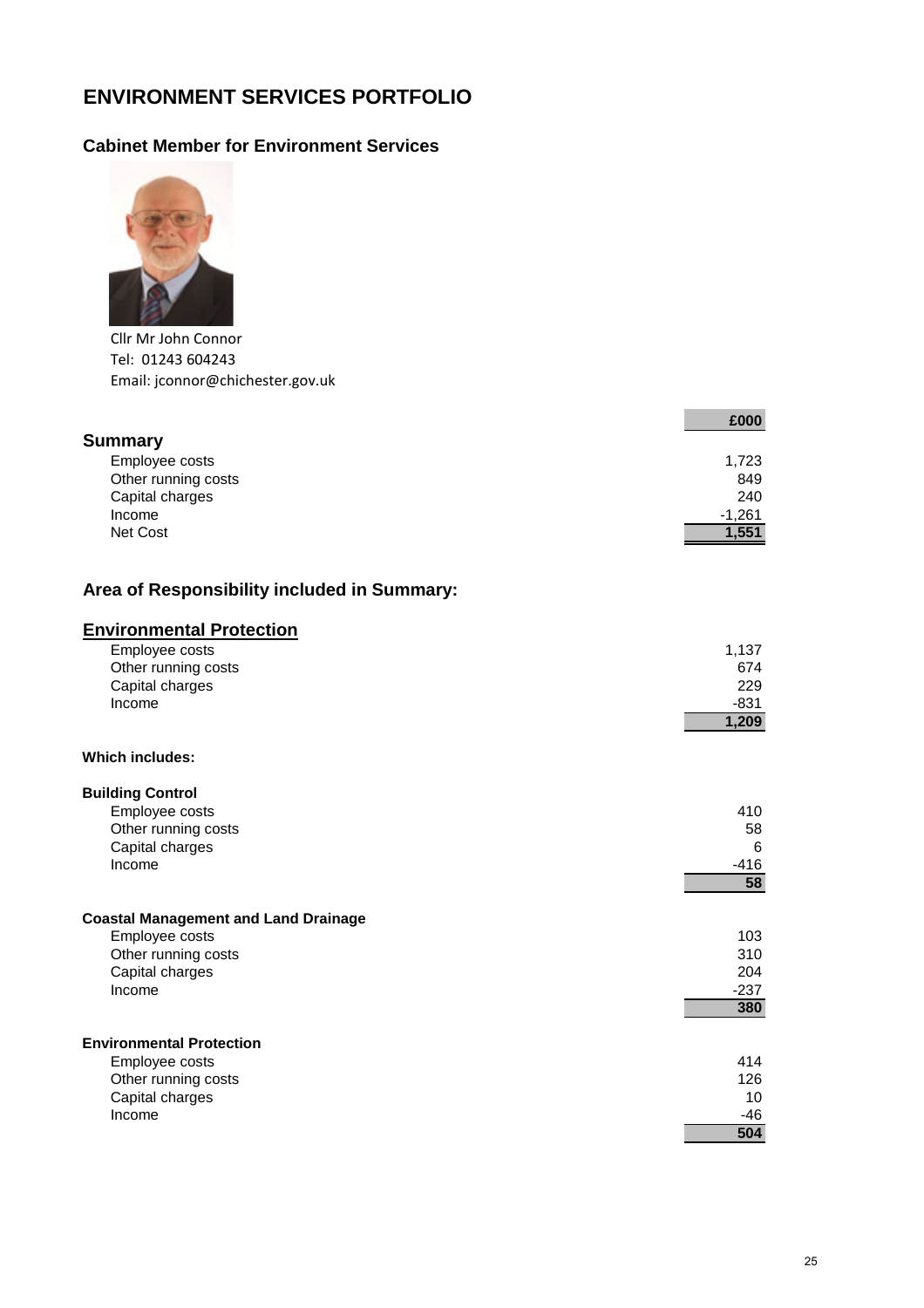# ENVIRONMENT SERVICES PORTFOLIO

## Cabinet Member for Environment Services

Cllr Mr John Connor
Tel: 01243 604243
Email: jconnor@chichester.gov.uk

| | £000 |
|---|---|
| **Summary** | |
| Employee costs | 1,723 |
| Other running costs | 849 |
| Capital charges | 240 |
| Income | -1,261 |
| Net Cost | **1,551** |

## Area of Responsibility included in Summary:

### Environmental Protection

| | |
|---|---|
| Employee costs | 1,137 |
| Other running costs | 674 |
| Capital charges | 229 |
| Income | -831 |
| | **1,209** |

**Which includes:**

**Building Control**

| | |
|---|---|
| Employee costs | 410 |
| Other running costs | 58 |
| Capital charges | 6 |
| Income | -416 |
| | **58** |

**Coastal Management and Land Drainage**

| | |
|---|---|
| Employee costs | 103 |
| Other running costs | 310 |
| Capital charges | 204 |
| Income | -237 |
| | **380** |

**Environmental Protection**

| | |
|---|---|
| Employee costs | 414 |
| Other running costs | 126 |
| Capital charges | 10 |
| Income | -46 |
| | **504** |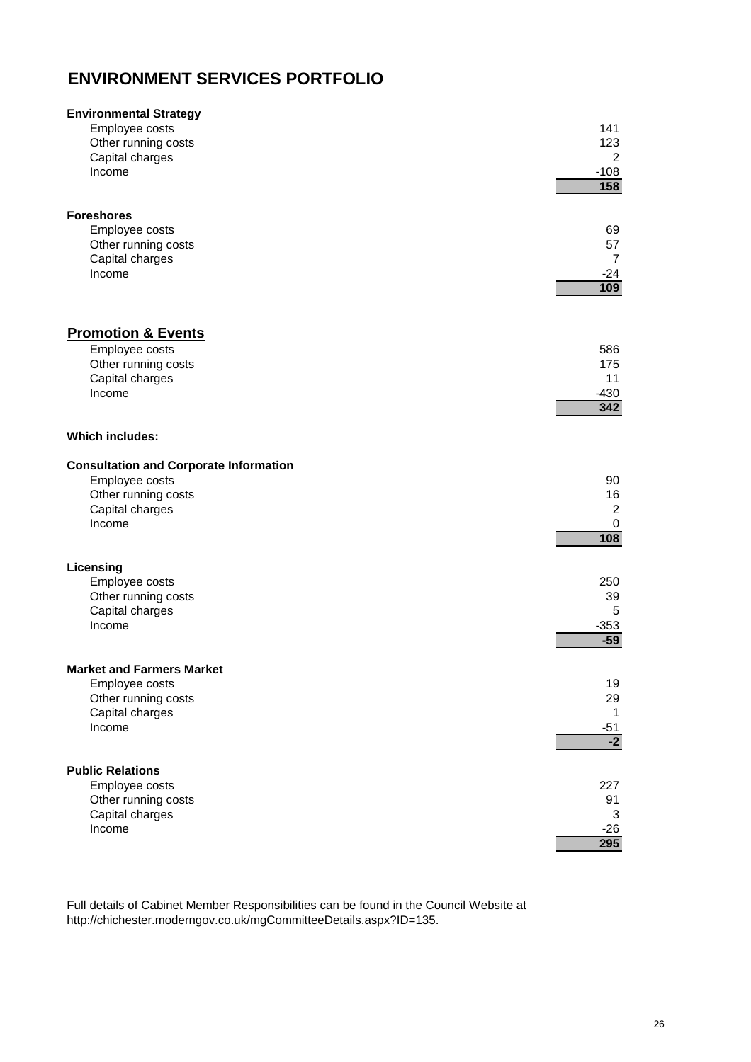# ENVIRONMENT SERVICES PORTFOLIO

**Environmental Strategy**

| | |
|---|---|
| Employee costs | 141 |
| Other running costs | 123 |
| Capital charges | 2 |
| Income | -108 |
| | **158** |

**Foreshores**

| | |
|---|---|
| Employee costs | 69 |
| Other running costs | 57 |
| Capital charges | 7 |
| Income | -24 |
| | **109** |

## Promotion & Events

| | |
|---|---|
| Employee costs | 586 |
| Other running costs | 175 |
| Capital charges | 11 |
| Income | -430 |
| | **342** |

**Which includes:**

**Consultation and Corporate Information**

| | |
|---|---|
| Employee costs | 90 |
| Other running costs | 16 |
| Capital charges | 2 |
| Income | 0 |
| | **108** |

**Licensing**

| | |
|---|---|
| Employee costs | 250 |
| Other running costs | 39 |
| Capital charges | 5 |
| Income | -353 |
| | **-59** |

**Market and Farmers Market**

| | |
|---|---|
| Employee costs | 19 |
| Other running costs | 29 |
| Capital charges | 1 |
| Income | -51 |
| | **-2** |

**Public Relations**

| | |
|---|---|
| Employee costs | 227 |
| Other running costs | 91 |
| Capital charges | 3 |
| Income | -26 |
| | **295** |

Full details of Cabinet Member Responsibilities can be found in the Council Website at http://chichester.moderngov.co.uk/mgCommitteeDetails.aspx?ID=135.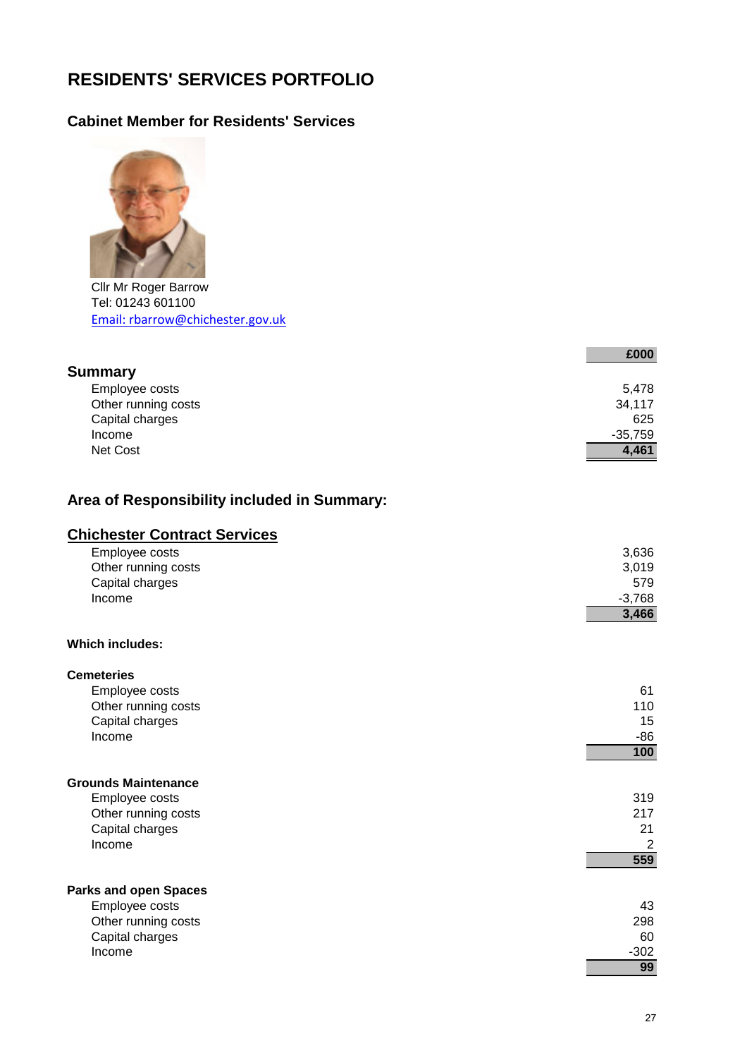# RESIDENTS' SERVICES PORTFOLIO

## Cabinet Member for Residents' Services

Cllr Mr Roger Barrow
Tel: 01243 601100
Email: rbarrow@chichester.gov.uk

| | £000 |
|---|---|
| **Summary** | |
| Employee costs | 5,478 |
| Other running costs | 34,117 |
| Capital charges | 625 |
| Income | -35,759 |
| Net Cost | **4,461** |

## Area of Responsibility included in Summary:

### Chichester Contract Services

| | |
|---|---|
| Employee costs | 3,636 |
| Other running costs | 3,019 |
| Capital charges | 579 |
| Income | -3,768 |
| | **3,466** |

**Which includes:**

**Cemeteries**

| | |
|---|---|
| Employee costs | 61 |
| Other running costs | 110 |
| Capital charges | 15 |
| Income | -86 |
| | **100** |

**Grounds Maintenance**

| | |
|---|---|
| Employee costs | 319 |
| Other running costs | 217 |
| Capital charges | 21 |
| Income | 2 |
| | **559** |

**Parks and open Spaces**

| | |
|---|---|
| Employee costs | 43 |
| Other running costs | 298 |
| Capital charges | 60 |
| Income | -302 |
| | **99** |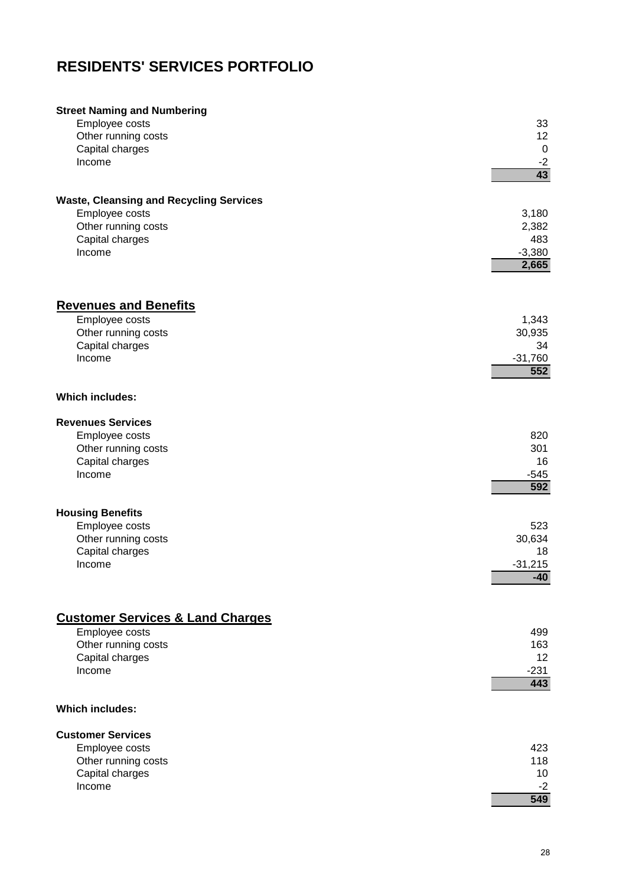# RESIDENTS' SERVICES PORTFOLIO

**Street Naming and Numbering**

| | |
|---|---:|
| Employee costs | 33 |
| Other running costs | 12 |
| Capital charges | 0 |
| Income | -2 |
| | **43** |

**Waste, Cleansing and Recycling Services**

| | |
|---|---:|
| Employee costs | 3,180 |
| Other running costs | 2,382 |
| Capital charges | 483 |
| Income | -3,380 |
| | **2,665** |

## Revenues and Benefits

| | |
|---|---:|
| Employee costs | 1,343 |
| Other running costs | 30,935 |
| Capital charges | 34 |
| Income | -31,760 |
| | **552** |

**Which includes:**

**Revenues Services**

| | |
|---|---:|
| Employee costs | 820 |
| Other running costs | 301 |
| Capital charges | 16 |
| Income | -545 |
| | **592** |

**Housing Benefits**

| | |
|---|---:|
| Employee costs | 523 |
| Other running costs | 30,634 |
| Capital charges | 18 |
| Income | -31,215 |
| | **-40** |

## Customer Services & Land Charges

| | |
|---|---:|
| Employee costs | 499 |
| Other running costs | 163 |
| Capital charges | 12 |
| Income | -231 |
| | **443** |

**Which includes:**

**Customer Services**

| | |
|---|---:|
| Employee costs | 423 |
| Other running costs | 118 |
| Capital charges | 10 |
| Income | -2 |
| | **549** |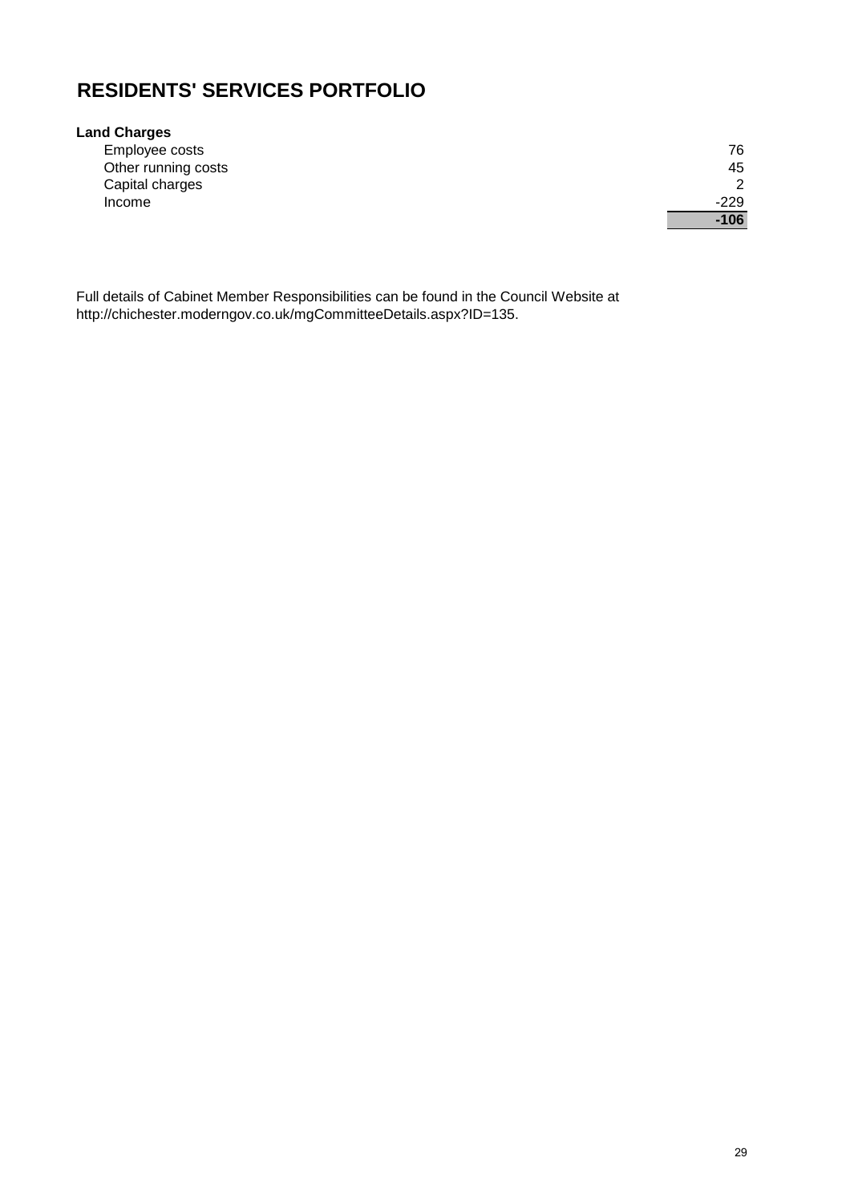# RESIDENTS' SERVICES PORTFOLIO

| **Land Charges** | |
| --- | --- |
| Employee costs | 76 |
| Other running costs | 45 |
| Capital charges | 2 |
| Income | -229 |
| | **-106** |

Full details of Cabinet Member Responsibilities can be found in the Council Website at http://chichester.moderngov.co.uk/mgCommitteeDetails.aspx?ID=135.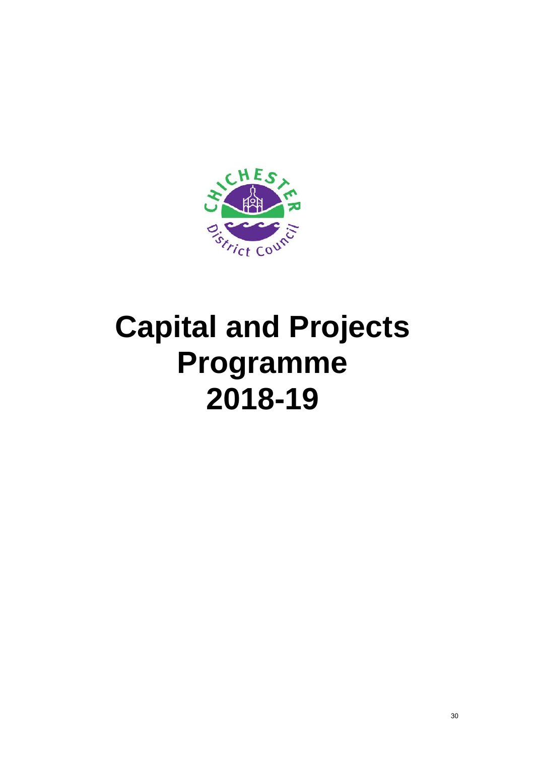# Capital and Projects Programme 2018-19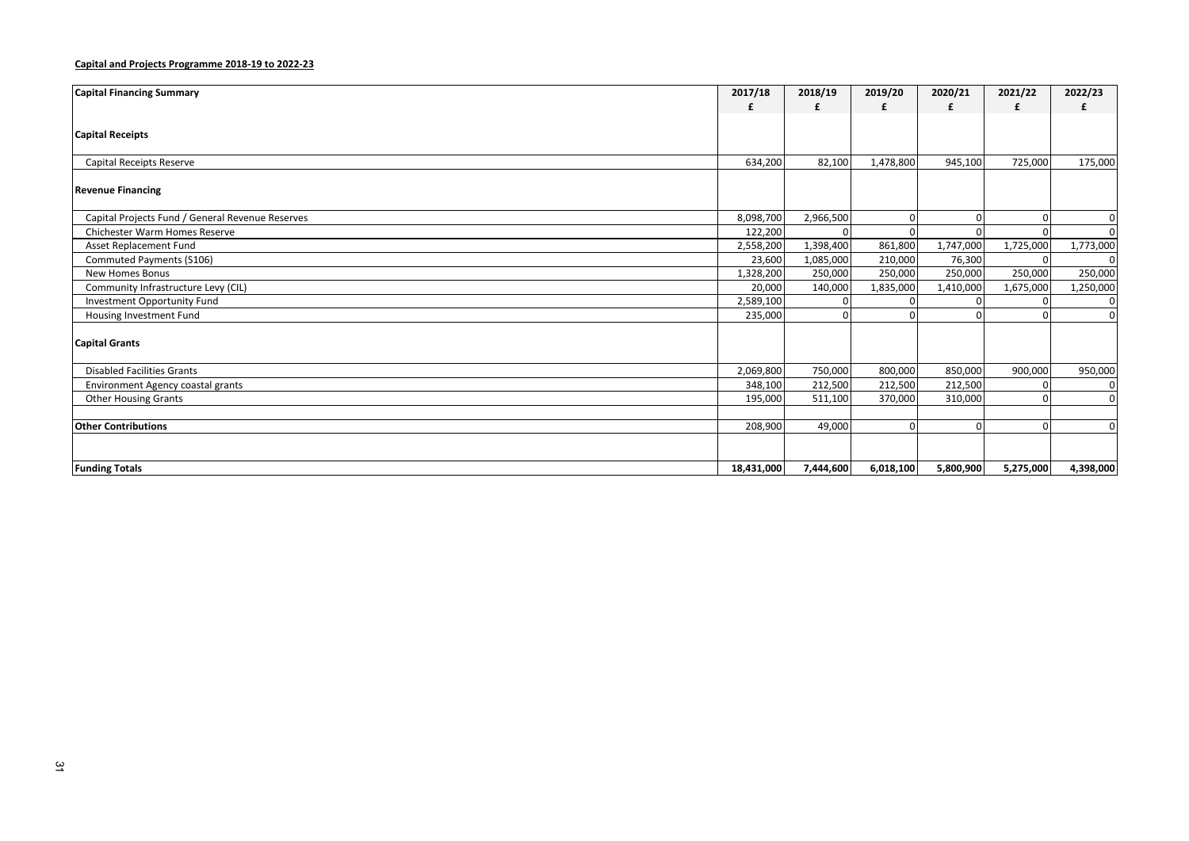**Capital and Projects Programme 2018-19 to 2022-23**

| Capital Financing Summary | 2017/18 £ | 2018/19 £ | 2019/20 £ | 2020/21 £ | 2021/22 £ | 2022/23 £ |
|---|---|---|---|---|---|---|
| **Capital Receipts** | | | | | | |
| Capital Receipts Reserve | 634,200 | 82,100 | 1,478,800 | 945,100 | 725,000 | 175,000 |
| **Revenue Financing** | | | | | | |
| Capital Projects Fund / General Revenue Reserves | 8,098,700 | 2,966,500 | 0 | 0 | 0 | 0 |
| Chichester Warm Homes Reserve | 122,200 | 0 | 0 | 0 | 0 | 0 |
| Asset Replacement Fund | 2,558,200 | 1,398,400 | 861,800 | 1,747,000 | 1,725,000 | 1,773,000 |
| Commuted Payments (S106) | 23,600 | 1,085,000 | 210,000 | 76,300 | 0 | 0 |
| New Homes Bonus | 1,328,200 | 250,000 | 250,000 | 250,000 | 250,000 | 250,000 |
| Community Infrastructure Levy (CIL) | 20,000 | 140,000 | 1,835,000 | 1,410,000 | 1,675,000 | 1,250,000 |
| Investment Opportunity Fund | 2,589,100 | 0 | 0 | 0 | 0 | 0 |
| Housing Investment Fund | 235,000 | 0 | 0 | 0 | 0 | 0 |
| **Capital Grants** | | | | | | |
| Disabled Facilities Grants | 2,069,800 | 750,000 | 800,000 | 850,000 | 900,000 | 950,000 |
| Environment Agency coastal grants | 348,100 | 212,500 | 212,500 | 212,500 | 0 | 0 |
| Other Housing Grants | 195,000 | 511,100 | 370,000 | 310,000 | 0 | 0 |
| **Other Contributions** | 208,900 | 49,000 | 0 | 0 | 0 | 0 |
| **Funding Totals** | 18,431,000 | 7,444,600 | 6,018,100 | 5,800,900 | 5,275,000 | 4,398,000 |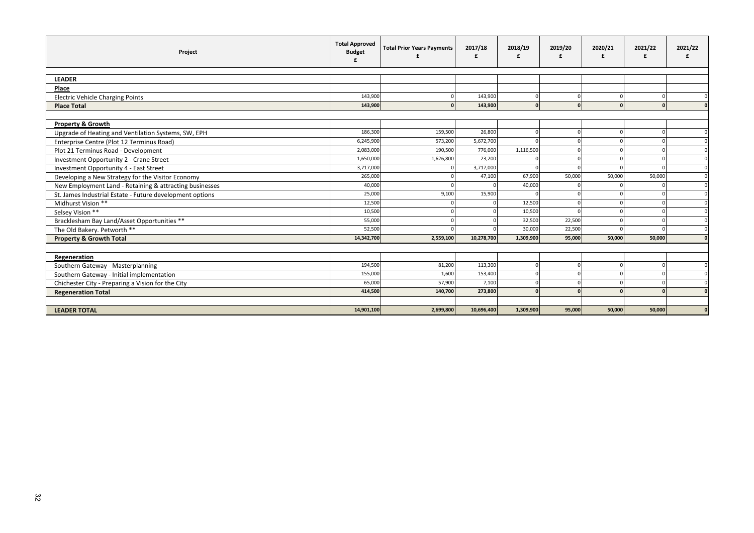| Project | Total Approved Budget £ | Total Prior Years Payments £ | 2017/18 £ | 2018/19 £ | 2019/20 £ | 2020/21 £ | 2021/22 £ | 2021/22 £ |
|---|---|---|---|---|---|---|---|---|
| **LEADER** | | | | | | | | |
| **Place** | | | | | | | | |
| Electric Vehicle Charging Points | 143,900 | 0 | 143,900 | 0 | 0 | 0 | 0 | 0 |
| **Place Total** | **143,900** | **0** | **143,900** | **0** | **0** | **0** | **0** | **0** |
| | | | | | | | | |
| **Property & Growth** | | | | | | | | |
| Upgrade of Heating and Ventilation Systems, SW, EPH | 186,300 | 159,500 | 26,800 | 0 | 0 | 0 | 0 | 0 |
| Enterprise Centre (Plot 12 Terminus Road) | 6,245,900 | 573,200 | 5,672,700 | 0 | 0 | 0 | 0 | 0 |
| Plot 21 Terminus Road - Development | 2,083,000 | 190,500 | 776,000 | 1,116,500 | 0 | 0 | 0 | 0 |
| Investment Opportunity 2 - Crane Street | 1,650,000 | 1,626,800 | 23,200 | 0 | 0 | 0 | 0 | 0 |
| Investment Opportunity 4 - East Street | 3,717,000 | 0 | 3,717,000 | 0 | 0 | 0 | 0 | 0 |
| Developing a New Strategy for the Visitor Economy | 265,000 | 0 | 47,100 | 67,900 | 50,000 | 50,000 | 50,000 | 0 |
| New Employment Land - Retaining & attracting businesses | 40,000 | 0 | 0 | 40,000 | 0 | 0 | 0 | 0 |
| St. James Industrial Estate - Future development options | 25,000 | 9,100 | 15,900 | 0 | 0 | 0 | 0 | 0 |
| Midhurst Vision ** | 12,500 | 0 | 0 | 12,500 | 0 | 0 | 0 | 0 |
| Selsey Vision ** | 10,500 | 0 | 0 | 10,500 | 0 | 0 | 0 | 0 |
| Bracklesham Bay Land/Asset Opportunities ** | 55,000 | 0 | 0 | 32,500 | 22,500 | 0 | 0 | 0 |
| The Old Bakery. Petworth ** | 52,500 | 0 | 0 | 30,000 | 22,500 | 0 | 0 | 0 |
| **Property & Growth Total** | **14,342,700** | **2,559,100** | **10,278,700** | **1,309,900** | **95,000** | **50,000** | **50,000** | **0** |
| | | | | | | | | |
| **Regeneration** | | | | | | | | |
| Southern Gateway - Masterplanning | 194,500 | 81,200 | 113,300 | 0 | 0 | 0 | 0 | 0 |
| Southern Gateway - Initial implementation | 155,000 | 1,600 | 153,400 | 0 | 0 | 0 | 0 | 0 |
| Chichester City - Preparing a Vision for the City | 65,000 | 57,900 | 7,100 | 0 | 0 | 0 | 0 | 0 |
| **Regeneration Total** | **414,500** | **140,700** | **273,800** | **0** | **0** | **0** | **0** | **0** |
| | | | | | | | | |
| **LEADER TOTAL** | **14,901,100** | **2,699,800** | **10,696,400** | **1,309,900** | **95,000** | **50,000** | **50,000** | **0** |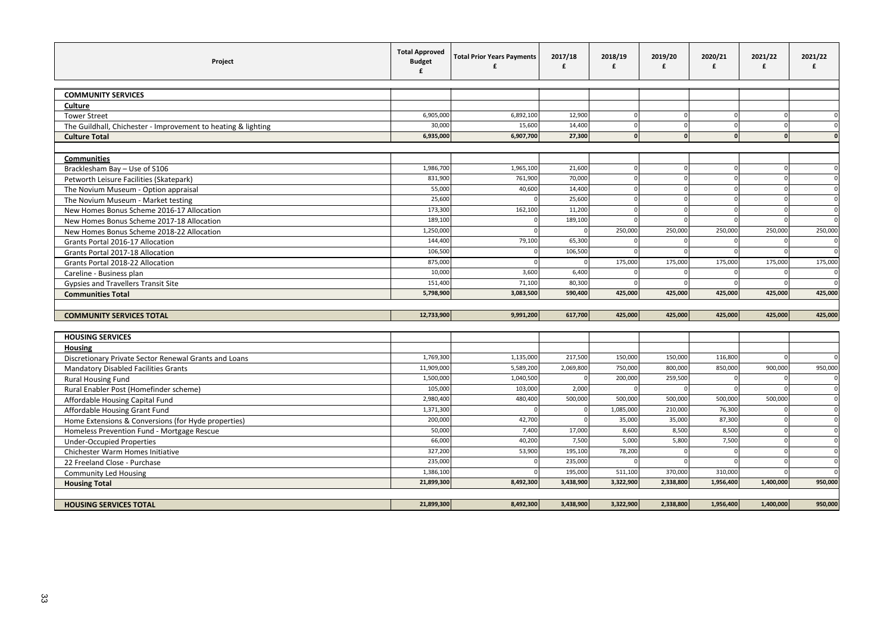| Project | Total Approved Budget £ | Total Prior Years Payments £ | 2017/18 £ | 2018/19 £ | 2019/20 £ | 2020/21 £ | 2021/22 £ | 2021/22 £ |
|---|---|---|---|---|---|---|---|---|
| **COMMUNITY SERVICES** | | | | | | | | |
| **Culture** | | | | | | | | |
| Tower Street | 6,905,000 | 6,892,100 | 12,900 | 0 | 0 | 0 | 0 | 0 |
| The Guildhall, Chichester - Improvement to heating & lighting | 30,000 | 15,600 | 14,400 | 0 | 0 | 0 | 0 | 0 |
| **Culture Total** | **6,935,000** | **6,907,700** | **27,300** | **0** | **0** | **0** | **0** | **0** |
| | | | | | | | | |
| **Communities** | | | | | | | | |
| Bracklesham Bay – Use of S106 | 1,986,700 | 1,965,100 | 21,600 | 0 | 0 | 0 | 0 | 0 |
| Petworth Leisure Facilities (Skatepark) | 831,900 | 761,900 | 70,000 | 0 | 0 | 0 | 0 | 0 |
| The Novium Museum - Option appraisal | 55,000 | 40,600 | 14,400 | 0 | 0 | 0 | 0 | 0 |
| The Novium Museum - Market testing | 25,600 | 0 | 25,600 | 0 | 0 | 0 | 0 | 0 |
| New Homes Bonus Scheme 2016-17 Allocation | 173,300 | 162,100 | 11,200 | 0 | 0 | 0 | 0 | 0 |
| New Homes Bonus Scheme 2017-18 Allocation | 189,100 | 0 | 189,100 | 0 | 0 | 0 | 0 | 0 |
| New Homes Bonus Scheme 2018-22 Allocation | 1,250,000 | 0 | 0 | 250,000 | 250,000 | 250,000 | 250,000 | 250,000 |
| Grants Portal 2016-17 Allocation | 144,400 | 79,100 | 65,300 | 0 | 0 | 0 | 0 | 0 |
| Grants Portal 2017-18 Allocation | 106,500 | 0 | 106,500 | 0 | 0 | 0 | 0 | 0 |
| Grants Portal 2018-22 Allocation | 875,000 | 0 | 0 | 175,000 | 175,000 | 175,000 | 175,000 | 175,000 |
| Careline - Business plan | 10,000 | 3,600 | 6,400 | 0 | 0 | 0 | 0 | 0 |
| Gypsies and Travellers Transit Site | 151,400 | 71,100 | 80,300 | 0 | 0 | 0 | 0 | 0 |
| **Communities Total** | **5,798,900** | **3,083,500** | **590,400** | **425,000** | **425,000** | **425,000** | **425,000** | **425,000** |
| | | | | | | | | |
| **COMMUNITY SERVICES TOTAL** | **12,733,900** | **9,991,200** | **617,700** | **425,000** | **425,000** | **425,000** | **425,000** | **425,000** |
| | | | | | | | | |
| **HOUSING SERVICES** | | | | | | | | |
| **Housing** | | | | | | | | |
| Discretionary Private Sector Renewal Grants and Loans | 1,769,300 | 1,135,000 | 217,500 | 150,000 | 150,000 | 116,800 | 0 | 0 |
| Mandatory Disabled Facilities Grants | 11,909,000 | 5,589,200 | 2,069,800 | 750,000 | 800,000 | 850,000 | 900,000 | 950,000 |
| Rural Housing Fund | 1,500,000 | 1,040,500 | 0 | 200,000 | 259,500 | 0 | 0 | 0 |
| Rural Enabler Post (Homefinder scheme) | 105,000 | 103,000 | 2,000 | 0 | 0 | 0 | 0 | 0 |
| Affordable Housing Capital Fund | 2,980,400 | 480,400 | 500,000 | 500,000 | 500,000 | 500,000 | 500,000 | 0 |
| Affordable Housing Grant Fund | 1,371,300 | 0 | 0 | 1,085,000 | 210,000 | 76,300 | 0 | 0 |
| Home Extensions & Conversions (for Hyde properties) | 200,000 | 42,700 | 0 | 35,000 | 35,000 | 87,300 | 0 | 0 |
| Homeless Prevention Fund - Mortgage Rescue | 50,000 | 7,400 | 17,000 | 8,600 | 8,500 | 8,500 | 0 | 0 |
| Under-Occupied Properties | 66,000 | 40,200 | 7,500 | 5,000 | 5,800 | 7,500 | 0 | 0 |
| Chichester Warm Homes Initiative | 327,200 | 53,900 | 195,100 | 78,200 | 0 | 0 | 0 | 0 |
| 22 Freeland Close - Purchase | 235,000 | 0 | 235,000 | 0 | 0 | 0 | 0 | 0 |
| Community Led Housing | 1,386,100 | 0 | 195,000 | 511,100 | 370,000 | 310,000 | 0 | 0 |
| **Housing Total** | **21,899,300** | **8,492,300** | **3,438,900** | **3,322,900** | **2,338,800** | **1,956,400** | **1,400,000** | **950,000** |
| | | | | | | | | |
| **HOUSING SERVICES TOTAL** | **21,899,300** | **8,492,300** | **3,438,900** | **3,322,900** | **2,338,800** | **1,956,400** | **1,400,000** | **950,000** |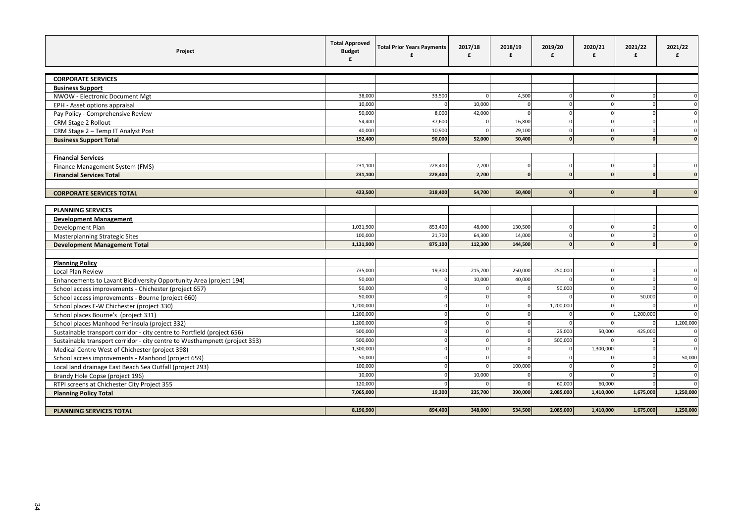| Project | Total Approved Budget £ | Total Prior Years Payments £ | 2017/18 £ | 2018/19 £ | 2019/20 £ | 2020/21 £ | 2021/22 £ | 2021/22 £ |
|---|---|---|---|---|---|---|---|---|
| **CORPORATE SERVICES** | | | | | | | | |
| **Business Support** | | | | | | | | |
| NWOW - Electronic Document Mgt | 38,000 | 33,500 | 0 | 4,500 | 0 | 0 | 0 | 0 |
| EPH - Asset options appraisal | 10,000 | 0 | 10,000 | 0 | 0 | 0 | 0 | 0 |
| Pay Policy - Comprehensive Review | 50,000 | 8,000 | 42,000 | 0 | 0 | 0 | 0 | 0 |
| CRM Stage 2 Rollout | 54,400 | 37,600 | 0 | 16,800 | 0 | 0 | 0 | 0 |
| CRM Stage 2 – Temp IT Analyst Post | 40,000 | 10,900 | 0 | 29,100 | 0 | 0 | 0 | 0 |
| **Business Support Total** | **192,400** | **90,000** | **52,000** | **50,400** | **0** | **0** | **0** | **0** |
| | | | | | | | | |
| **Financial Services** | | | | | | | | |
| Finance Management System (FMS) | 231,100 | 228,400 | 2,700 | 0 | 0 | 0 | 0 | 0 |
| **Financial Services Total** | **231,100** | **228,400** | **2,700** | **0** | **0** | **0** | **0** | **0** |
| | | | | | | | | |
| **CORPORATE SERVICES TOTAL** | **423,500** | **318,400** | **54,700** | **50,400** | **0** | **0** | **0** | **0** |
| | | | | | | | | |
| **PLANNING SERVICES** | | | | | | | | |
| **Development Management** | | | | | | | | |
| Development Plan | 1,031,900 | 853,400 | 48,000 | 130,500 | 0 | 0 | 0 | 0 |
| Masterplanning Strategic Sites | 100,000 | 21,700 | 64,300 | 14,000 | 0 | 0 | 0 | 0 |
| **Development Management Total** | **1,131,900** | **875,100** | **112,300** | **144,500** | **0** | **0** | **0** | **0** |
| | | | | | | | | |
| **Planning Policy** | | | | | | | | |
| Local Plan Review | 735,000 | 19,300 | 215,700 | 250,000 | 250,000 | 0 | 0 | 0 |
| Enhancements to Lavant Biodiversity Opportunity Area (project 194) | 50,000 | 0 | 10,000 | 40,000 | 0 | 0 | 0 | 0 |
| School access improvements - Chichester (project 657) | 50,000 | 0 | 0 | 0 | 50,000 | 0 | 0 | 0 |
| School access improvements - Bourne (project 660) | 50,000 | 0 | 0 | 0 | 0 | 0 | 50,000 | 0 |
| School places E-W Chichester (project 330) | 1,200,000 | 0 | 0 | 0 | 1,200,000 | 0 | 0 | 0 |
| School places Bourne's (project 331) | 1,200,000 | 0 | 0 | 0 | 0 | 0 | 1,200,000 | 0 |
| School places Manhood Peninsula (project 332) | 1,200,000 | 0 | 0 | 0 | 0 | 0 | 0 | 1,200,000 |
| Sustainable transport corridor - city centre to Portfield (project 656) | 500,000 | 0 | 0 | 0 | 25,000 | 50,000 | 425,000 | 0 |
| Sustainable transport corridor - city centre to Westhampnett (project 353) | 500,000 | 0 | 0 | 0 | 500,000 | 0 | 0 | 0 |
| Medical Centre West of Chichester (project 398) | 1,300,000 | 0 | 0 | 0 | 0 | 1,300,000 | 0 | 0 |
| School access improvements - Manhood (project 659) | 50,000 | 0 | 0 | 0 | 0 | 0 | 0 | 50,000 |
| Local land drainage East Beach Sea Outfall (project 293) | 100,000 | 0 | 0 | 100,000 | 0 | 0 | 0 | 0 |
| Brandy Hole Copse (project 196) | 10,000 | 0 | 10,000 | 0 | 0 | 0 | 0 | 0 |
| RTPI screens at Chichester City Project 355 | 120,000 | 0 | 0 | 0 | 60,000 | 60,000 | 0 | 0 |
| **Planning Policy Total** | **7,065,000** | **19,300** | **235,700** | **390,000** | **2,085,000** | **1,410,000** | **1,675,000** | **1,250,000** |
| | | | | | | | | |
| **PLANNING SERVICES TOTAL** | **8,196,900** | **894,400** | **348,000** | **534,500** | **2,085,000** | **1,410,000** | **1,675,000** | **1,250,000** |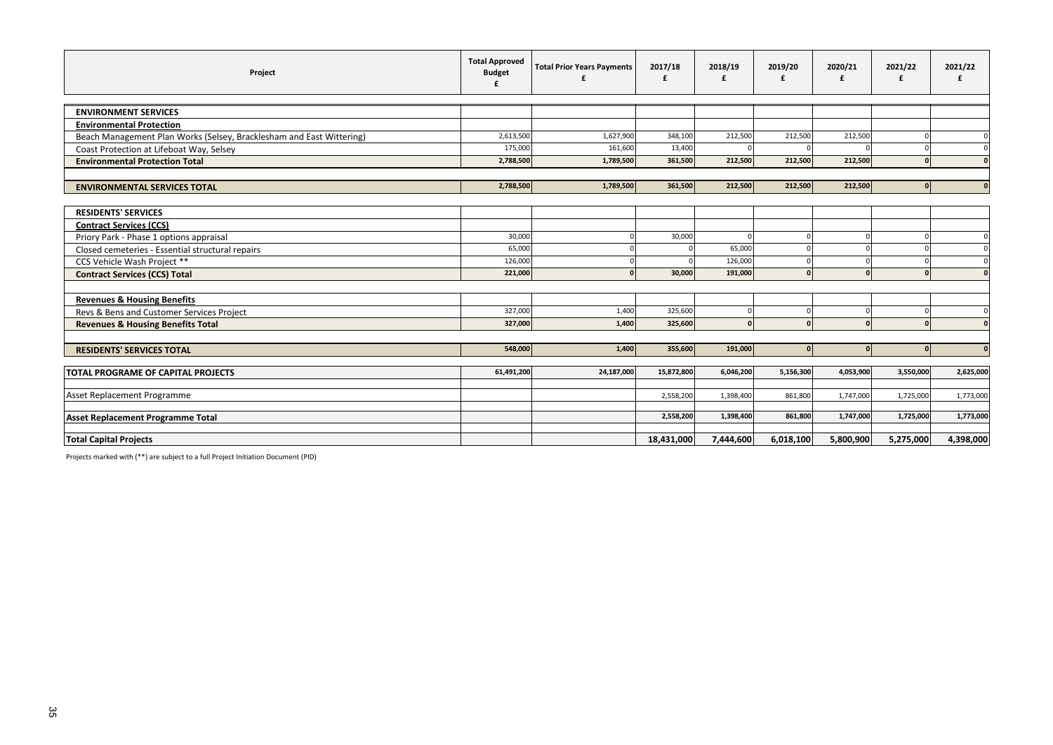| Project | Total Approved Budget £ | Total Prior Years Payments £ | 2017/18 £ | 2018/19 £ | 2019/20 £ | 2020/21 £ | 2021/22 £ | 2021/22 £ |
|---|---|---|---|---|---|---|---|---|
| **ENVIRONMENT SERVICES** | | | | | | | | |
| **Environmental Protection** | | | | | | | | |
| Beach Management Plan Works (Selsey, Bracklesham and East Wittering) | 2,613,500 | 1,627,900 | 348,100 | 212,500 | 212,500 | 212,500 | 0 | 0 |
| Coast Protection at Lifeboat Way, Selsey | 175,000 | 161,600 | 13,400 | 0 | 0 | 0 | 0 | 0 |
| **Environmental Protection Total** | **2,788,500** | **1,789,500** | **361,500** | **212,500** | **212,500** | **212,500** | **0** | **0** |
| **ENVIRONMENTAL SERVICES TOTAL** | **2,788,500** | **1,789,500** | **361,500** | **212,500** | **212,500** | **212,500** | **0** | **0** |
| **RESIDENTS' SERVICES** | | | | | | | | |
| **Contract Services (CCS)** | | | | | | | | |
| Priory Park - Phase 1 options appraisal | 30,000 | 0 | 30,000 | 0 | 0 | 0 | 0 | 0 |
| Closed cemeteries - Essential structural repairs | 65,000 | 0 | 0 | 65,000 | 0 | 0 | 0 | 0 |
| CCS Vehicle Wash Project ** | 126,000 | 0 | 0 | 126,000 | 0 | 0 | 0 | 0 |
| **Contract Services (CCS) Total** | **221,000** | **0** | **30,000** | **191,000** | **0** | **0** | **0** | **0** |
| **Revenues & Housing Benefits** | | | | | | | | |
| Revs & Bens and Customer Services Project | 327,000 | 1,400 | 325,600 | 0 | 0 | 0 | 0 | 0 |
| **Revenues & Housing Benefits Total** | **327,000** | **1,400** | **325,600** | **0** | **0** | **0** | **0** | **0** |
| **RESIDENTS' SERVICES TOTAL** | **548,000** | **1,400** | **355,600** | **191,000** | **0** | **0** | **0** | **0** |
| **TOTAL PROGRAME OF CAPITAL PROJECTS** | **61,491,200** | **24,187,000** | **15,872,800** | **6,046,200** | **5,156,300** | **4,053,900** | **3,550,000** | **2,625,000** |
| Asset Replacement Programme | | | 2,558,200 | 1,398,400 | 861,800 | 1,747,000 | 1,725,000 | 1,773,000 |
| **Asset Replacement Programme Total** | | | **2,558,200** | **1,398,400** | **861,800** | **1,747,000** | **1,725,000** | **1,773,000** |
| **Total Capital Projects** | | | **18,431,000** | **7,444,600** | **6,018,100** | **5,800,900** | **5,275,000** | **4,398,000** |

Projects marked with (**) are subject to a full Project Initiation Document (PID)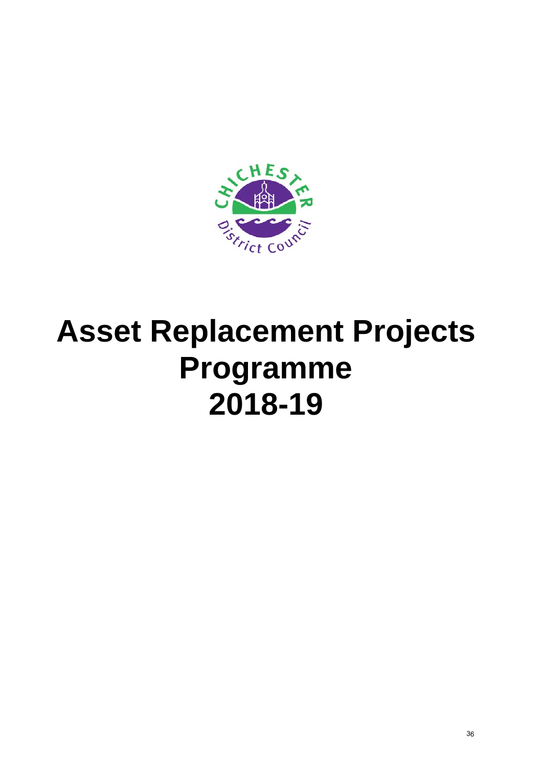# Asset Replacement Projects Programme 2018-19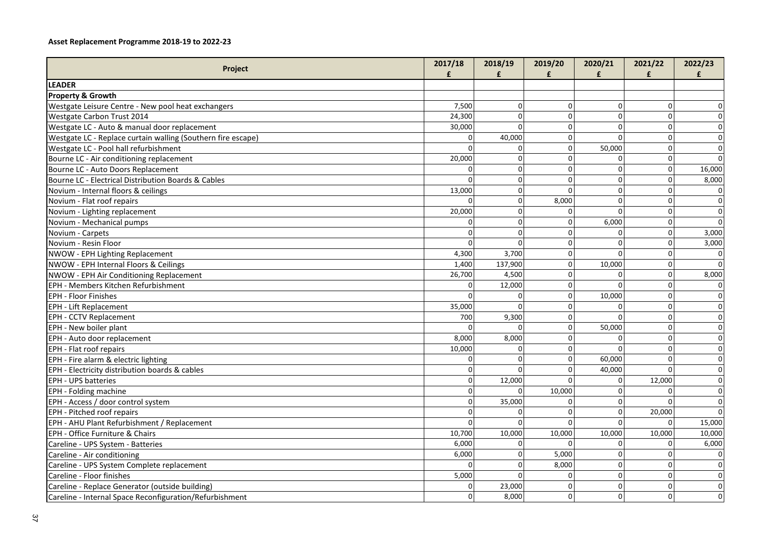**Asset Replacement Programme 2018-19 to 2022-23**

| Project | 2017/18 £ | 2018/19 £ | 2019/20 £ | 2020/21 £ | 2021/22 £ | 2022/23 £ |
|---|---|---|---|---|---|---|
| **LEADER** | | | | | | |
| **Property & Growth** | | | | | | |
| Westgate Leisure Centre - New pool heat exchangers | 7,500 | 0 | 0 | 0 | 0 | 0 |
| Westgate Carbon Trust 2014 | 24,300 | 0 | 0 | 0 | 0 | 0 |
| Westgate LC - Auto & manual door replacement | 30,000 | 0 | 0 | 0 | 0 | 0 |
| Westgate LC - Replace curtain walling (Southern fire escape) | 0 | 40,000 | 0 | 0 | 0 | 0 |
| Westgate LC - Pool hall refurbishment | 0 | 0 | 0 | 50,000 | 0 | 0 |
| Bourne LC - Air conditioning replacement | 20,000 | 0 | 0 | 0 | 0 | 0 |
| Bourne LC - Auto Doors Replacement | 0 | 0 | 0 | 0 | 0 | 16,000 |
| Bourne LC - Electrical Distribution Boards & Cables | 0 | 0 | 0 | 0 | 0 | 8,000 |
| Novium - Internal floors & ceilings | 13,000 | 0 | 0 | 0 | 0 | 0 |
| Novium - Flat roof repairs | 0 | 0 | 8,000 | 0 | 0 | 0 |
| Novium - Lighting replacement | 20,000 | 0 | 0 | 0 | 0 | 0 |
| Novium - Mechanical pumps | 0 | 0 | 0 | 6,000 | 0 | 0 |
| Novium - Carpets | 0 | 0 | 0 | 0 | 0 | 3,000 |
| Novium - Resin Floor | 0 | 0 | 0 | 0 | 0 | 3,000 |
| NWOW - EPH Lighting Replacement | 4,300 | 3,700 | 0 | 0 | 0 | 0 |
| NWOW - EPH Internal Floors & Ceilings | 1,400 | 137,900 | 0 | 10,000 | 0 | 0 |
| NWOW - EPH Air Conditioning Replacement | 26,700 | 4,500 | 0 | 0 | 0 | 8,000 |
| EPH - Members Kitchen Refurbishment | 0 | 12,000 | 0 | 0 | 0 | 0 |
| EPH - Floor Finishes | 0 | 0 | 0 | 10,000 | 0 | 0 |
| EPH - Lift Replacement | 35,000 | 0 | 0 | 0 | 0 | 0 |
| EPH - CCTV Replacement | 700 | 9,300 | 0 | 0 | 0 | 0 |
| EPH - New boiler plant | 0 | 0 | 0 | 50,000 | 0 | 0 |
| EPH - Auto door replacement | 8,000 | 8,000 | 0 | 0 | 0 | 0 |
| EPH - Flat roof repairs | 10,000 | 0 | 0 | 0 | 0 | 0 |
| EPH - Fire alarm & electric lighting | 0 | 0 | 0 | 60,000 | 0 | 0 |
| EPH - Electricity distribution boards & cables | 0 | 0 | 0 | 40,000 | 0 | 0 |
| EPH - UPS batteries | 0 | 12,000 | 0 | 0 | 12,000 | 0 |
| EPH - Folding machine | 0 | 0 | 10,000 | 0 | 0 | 0 |
| EPH - Access / door control system | 0 | 35,000 | 0 | 0 | 0 | 0 |
| EPH - Pitched roof repairs | 0 | 0 | 0 | 0 | 20,000 | 0 |
| EPH - AHU Plant Refurbishment / Replacement | 0 | 0 | 0 | 0 | 0 | 15,000 |
| EPH - Office Furniture & Chairs | 10,700 | 10,000 | 10,000 | 10,000 | 10,000 | 10,000 |
| Careline - UPS System - Batteries | 6,000 | 0 | 0 | 0 | 0 | 6,000 |
| Careline - Air conditioning | 6,000 | 0 | 5,000 | 0 | 0 | 0 |
| Careline - UPS System Complete replacement | 0 | 0 | 8,000 | 0 | 0 | 0 |
| Careline - Floor finishes | 5,000 | 0 | 0 | 0 | 0 | 0 |
| Careline - Replace Generator (outside building) | 0 | 23,000 | 0 | 0 | 0 | 0 |
| Careline - Internal Space Reconfiguration/Refurbishment | 0 | 8,000 | 0 | 0 | 0 | 0 |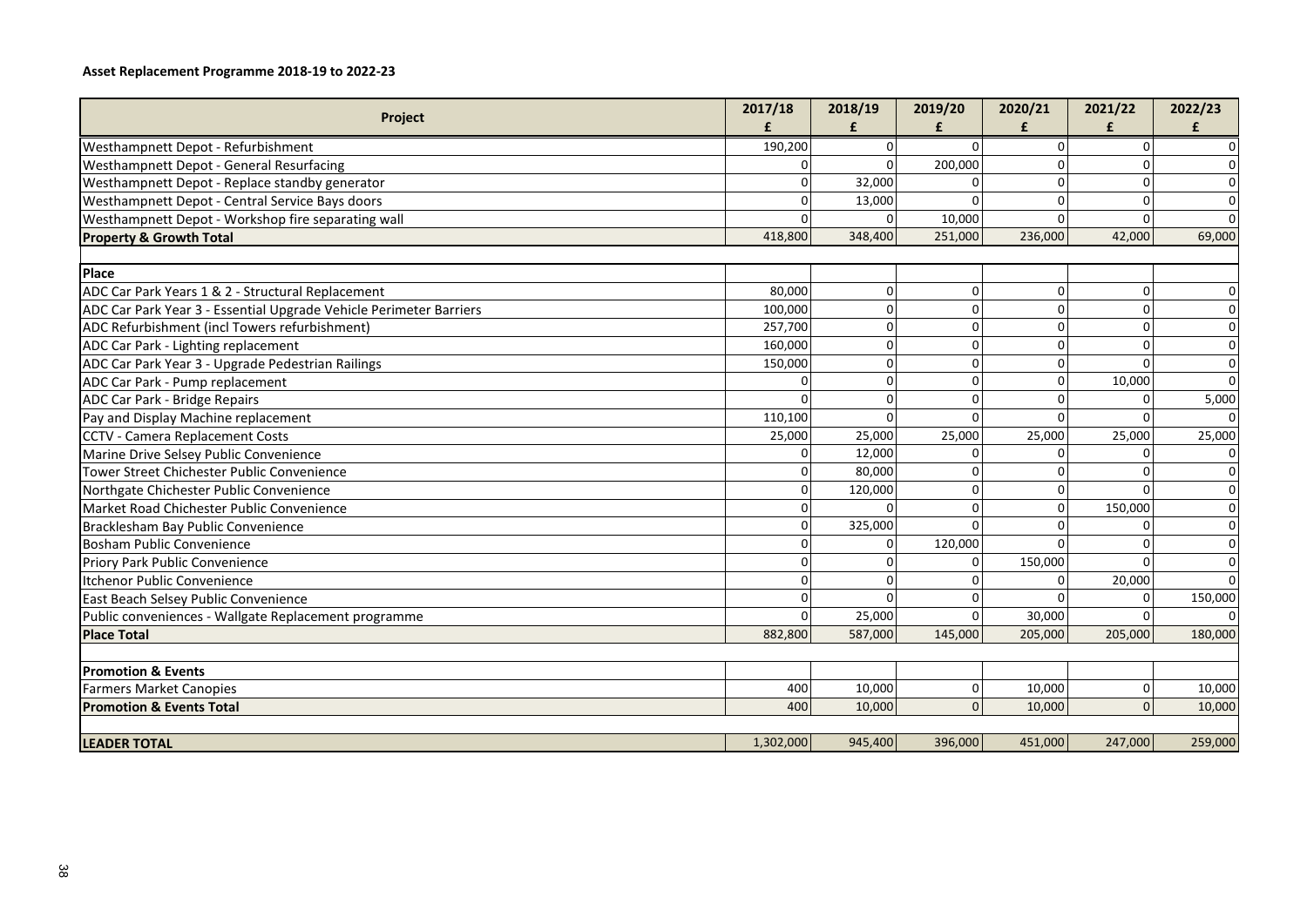**Asset Replacement Programme 2018-19 to 2022-23**

| Project | 2017/18<br>£ | 2018/19<br>£ | 2019/20<br>£ | 2020/21<br>£ | 2021/22<br>£ | 2022/23<br>£ |
|---|---|---|---|---|---|---|
| Westhampnett Depot - Refurbishment | 190,200 | 0 | 0 | 0 | 0 | 0 |
| Westhampnett Depot - General Resurfacing | 0 | 0 | 200,000 | 0 | 0 | 0 |
| Westhampnett Depot - Replace standby generator | 0 | 32,000 | 0 | 0 | 0 | 0 |
| Westhampnett Depot - Central Service Bays doors | 0 | 13,000 | 0 | 0 | 0 | 0 |
| Westhampnett Depot - Workshop fire separating wall | 0 | 0 | 10,000 | 0 | 0 | 0 |
| **Property & Growth Total** | 418,800 | 348,400 | 251,000 | 236,000 | 42,000 | 69,000 |
| | | | | | | |
| **Place** | | | | | | |
| ADC Car Park Years 1 & 2 - Structural Replacement | 80,000 | 0 | 0 | 0 | 0 | 0 |
| ADC Car Park Year 3 - Essential Upgrade Vehicle Perimeter Barriers | 100,000 | 0 | 0 | 0 | 0 | 0 |
| ADC Refurbishment (incl Towers refurbishment) | 257,700 | 0 | 0 | 0 | 0 | 0 |
| ADC Car Park - Lighting replacement | 160,000 | 0 | 0 | 0 | 0 | 0 |
| ADC Car Park Year 3 - Upgrade Pedestrian Railings | 150,000 | 0 | 0 | 0 | 0 | 0 |
| ADC Car Park - Pump replacement | 0 | 0 | 0 | 0 | 10,000 | 0 |
| ADC Car Park - Bridge Repairs | 0 | 0 | 0 | 0 | 0 | 5,000 |
| Pay and Display Machine replacement | 110,100 | 0 | 0 | 0 | 0 | 0 |
| CCTV - Camera Replacement Costs | 25,000 | 25,000 | 25,000 | 25,000 | 25,000 | 25,000 |
| Marine Drive Selsey Public Convenience | 0 | 12,000 | 0 | 0 | 0 | 0 |
| Tower Street Chichester Public Convenience | 0 | 80,000 | 0 | 0 | 0 | 0 |
| Northgate Chichester Public Convenience | 0 | 120,000 | 0 | 0 | 0 | 0 |
| Market Road Chichester Public Convenience | 0 | 0 | 0 | 0 | 150,000 | 0 |
| Bracklesham Bay Public Convenience | 0 | 325,000 | 0 | 0 | 0 | 0 |
| Bosham Public Convenience | 0 | 0 | 120,000 | 0 | 0 | 0 |
| Priory Park Public Convenience | 0 | 0 | 0 | 150,000 | 0 | 0 |
| Itchenor Public Convenience | 0 | 0 | 0 | 0 | 20,000 | 0 |
| East Beach Selsey Public Convenience | 0 | 0 | 0 | 0 | 0 | 150,000 |
| Public conveniences - Wallgate Replacement programme | 0 | 25,000 | 0 | 30,000 | 0 | 0 |
| **Place Total** | 882,800 | 587,000 | 145,000 | 205,000 | 205,000 | 180,000 |
| | | | | | | |
| **Promotion & Events** | | | | | | |
| Farmers Market Canopies | 400 | 10,000 | 0 | 10,000 | 0 | 10,000 |
| **Promotion & Events Total** | 400 | 10,000 | 0 | 10,000 | 0 | 10,000 |
| | | | | | | |
| **LEADER TOTAL** | 1,302,000 | 945,400 | 396,000 | 451,000 | 247,000 | 259,000 |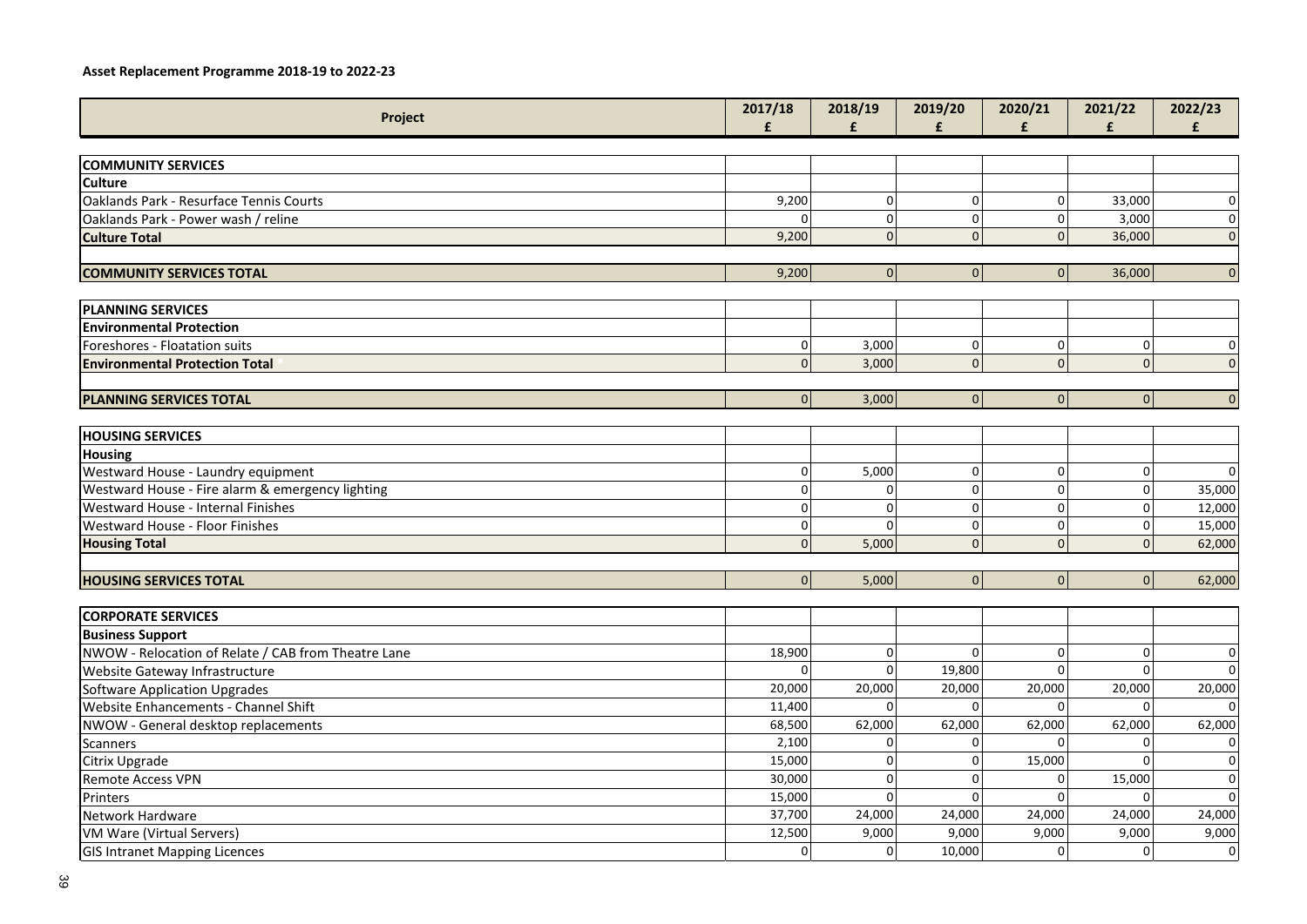**Asset Replacement Programme 2018-19 to 2022-23**

| Project | 2017/18<br>£ | 2018/19<br>£ | 2019/20<br>£ | 2020/21<br>£ | 2021/22<br>£ | 2022/23<br>£ |
|---|---|---|---|---|---|---|
| **COMMUNITY SERVICES** | | | | | | |
| **Culture** | | | | | | |
| Oaklands Park - Resurface Tennis Courts | 9,200 | 0 | 0 | 0 | 33,000 | 0 |
| Oaklands Park - Power wash / reline | 0 | 0 | 0 | 0 | 3,000 | 0 |
| **Culture Total** | 9,200 | 0 | 0 | 0 | 36,000 | 0 |
| | | | | | | |
| **COMMUNITY SERVICES TOTAL** | 9,200 | 0 | 0 | 0 | 36,000 | 0 |
| | | | | | | |
| **PLANNING SERVICES** | | | | | | |
| **Environmental Protection** | | | | | | |
| Foreshores - Floatation suits | 0 | 3,000 | 0 | 0 | 0 | 0 |
| **Environmental Protection Total** | 0 | 3,000 | 0 | 0 | 0 | 0 |
| | | | | | | |
| **PLANNING SERVICES TOTAL** | 0 | 3,000 | 0 | 0 | 0 | 0 |
| | | | | | | |
| **HOUSING SERVICES** | | | | | | |
| **Housing** | | | | | | |
| Westward House - Laundry equipment | 0 | 5,000 | 0 | 0 | 0 | 0 |
| Westward House - Fire alarm & emergency lighting | 0 | 0 | 0 | 0 | 0 | 35,000 |
| Westward House - Internal Finishes | 0 | 0 | 0 | 0 | 0 | 12,000 |
| Westward House - Floor Finishes | 0 | 0 | 0 | 0 | 0 | 15,000 |
| **Housing Total** | 0 | 5,000 | 0 | 0 | 0 | 62,000 |
| | | | | | | |
| **HOUSING SERVICES TOTAL** | 0 | 5,000 | 0 | 0 | 0 | 62,000 |
| | | | | | | |
| **CORPORATE SERVICES** | | | | | | |
| **Business Support** | | | | | | |
| NWOW - Relocation of Relate / CAB from Theatre Lane | 18,900 | 0 | 0 | 0 | 0 | 0 |
| Website Gateway Infrastructure | 0 | 0 | 19,800 | 0 | 0 | 0 |
| Software Application Upgrades | 20,000 | 20,000 | 20,000 | 20,000 | 20,000 | 20,000 |
| Website Enhancements - Channel Shift | 11,400 | 0 | 0 | 0 | 0 | 0 |
| NWOW - General desktop replacements | 68,500 | 62,000 | 62,000 | 62,000 | 62,000 | 62,000 |
| Scanners | 2,100 | 0 | 0 | 0 | 0 | 0 |
| Citrix Upgrade | 15,000 | 0 | 0 | 15,000 | 0 | 0 |
| Remote Access VPN | 30,000 | 0 | 0 | 0 | 15,000 | 0 |
| Printers | 15,000 | 0 | 0 | 0 | 0 | 0 |
| Network Hardware | 37,700 | 24,000 | 24,000 | 24,000 | 24,000 | 24,000 |
| VM Ware (Virtual Servers) | 12,500 | 9,000 | 9,000 | 9,000 | 9,000 | 9,000 |
| GIS Intranet Mapping Licences | 0 | 0 | 10,000 | 0 | 0 | 0 |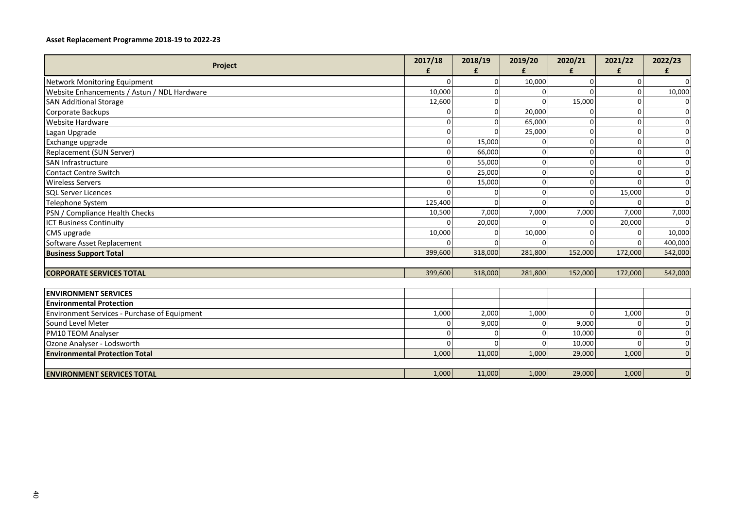**Asset Replacement Programme 2018-19 to 2022-23**

| Project | 2017/18 £ | 2018/19 £ | 2019/20 £ | 2020/21 £ | 2021/22 £ | 2022/23 £ |
|---|---|---|---|---|---|---|
| Network Monitoring Equipment | 0 | 0 | 10,000 | 0 | 0 | 0 |
| Website Enhancements / Astun / NDL Hardware | 10,000 | 0 | 0 | 0 | 0 | 10,000 |
| SAN Additional Storage | 12,600 | 0 | 0 | 15,000 | 0 | 0 |
| Corporate Backups | 0 | 0 | 20,000 | 0 | 0 | 0 |
| Website Hardware | 0 | 0 | 65,000 | 0 | 0 | 0 |
| Lagan Upgrade | 0 | 0 | 25,000 | 0 | 0 | 0 |
| Exchange upgrade | 0 | 15,000 | 0 | 0 | 0 | 0 |
| Replacement (SUN Server) | 0 | 66,000 | 0 | 0 | 0 | 0 |
| SAN Infrastructure | 0 | 55,000 | 0 | 0 | 0 | 0 |
| Contact Centre Switch | 0 | 25,000 | 0 | 0 | 0 | 0 |
| Wireless Servers | 0 | 15,000 | 0 | 0 | 0 | 0 |
| SQL Server Licences | 0 | 0 | 0 | 0 | 15,000 | 0 |
| Telephone System | 125,400 | 0 | 0 | 0 | 0 | 0 |
| PSN / Compliance Health Checks | 10,500 | 7,000 | 7,000 | 7,000 | 7,000 | 7,000 |
| ICT Business Continuity | 0 | 20,000 | 0 | 0 | 20,000 | 0 |
| CMS upgrade | 10,000 | 0 | 10,000 | 0 | 0 | 10,000 |
| Software Asset Replacement | 0 | 0 | 0 | 0 | 0 | 400,000 |
| **Business Support Total** | 399,600 | 318,000 | 281,800 | 152,000 | 172,000 | 542,000 |
| | | | | | | |
| **CORPORATE SERVICES TOTAL** | 399,600 | 318,000 | 281,800 | 152,000 | 172,000 | 542,000 |

| Project | 2017/18 £ | 2018/19 £ | 2019/20 £ | 2020/21 £ | 2021/22 £ | 2022/23 £ |
|---|---|---|---|---|---|---|
| **ENVIRONMENT SERVICES** | | | | | | |
| **Environmental Protection** | | | | | | |
| Environment Services - Purchase of Equipment | 1,000 | 2,000 | 1,000 | 0 | 1,000 | 0 |
| Sound Level Meter | 0 | 9,000 | 0 | 9,000 | 0 | 0 |
| PM10 TEOM Analyser | 0 | 0 | 0 | 10,000 | 0 | 0 |
| Ozone Analyser - Lodsworth | 0 | 0 | 0 | 10,000 | 0 | 0 |
| **Environmental Protection Total** | 1,000 | 11,000 | 1,000 | 29,000 | 1,000 | 0 |
| | | | | | | |
| **ENVIRONMENT SERVICES TOTAL** | 1,000 | 11,000 | 1,000 | 29,000 | 1,000 | 0 |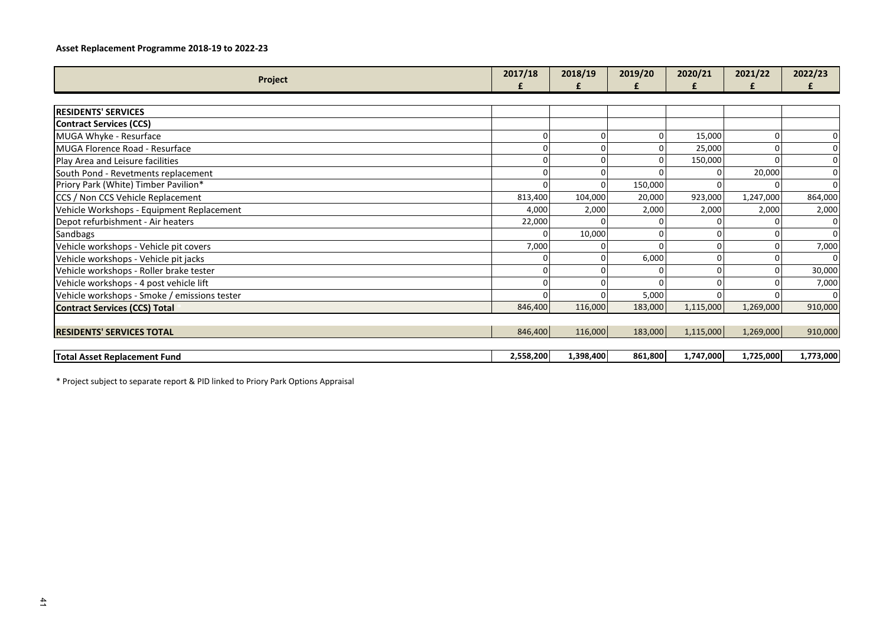**Asset Replacement Programme 2018-19 to 2022-23**

| Project | 2017/18<br>£ | 2018/19<br>£ | 2019/20<br>£ | 2020/21<br>£ | 2021/22<br>£ | 2022/23<br>£ |
|---|---|---|---|---|---|---|
| **RESIDENTS' SERVICES** | | | | | | |
| **Contract Services (CCS)** | | | | | | |
| MUGA Whyke - Resurface | 0 | 0 | 0 | 15,000 | 0 | 0 |
| MUGA Florence Road - Resurface | 0 | 0 | 0 | 25,000 | 0 | 0 |
| Play Area and Leisure facilities | 0 | 0 | 0 | 150,000 | 0 | 0 |
| South Pond - Revetments replacement | 0 | 0 | 0 | 0 | 20,000 | 0 |
| Priory Park (White) Timber Pavilion* | 0 | 0 | 150,000 | 0 | 0 | 0 |
| CCS / Non CCS Vehicle Replacement | 813,400 | 104,000 | 20,000 | 923,000 | 1,247,000 | 864,000 |
| Vehicle Workshops - Equipment Replacement | 4,000 | 2,000 | 2,000 | 2,000 | 2,000 | 2,000 |
| Depot refurbishment - Air heaters | 22,000 | 0 | 0 | 0 | 0 | 0 |
| Sandbags | 0 | 10,000 | 0 | 0 | 0 | 0 |
| Vehicle workshops - Vehicle pit covers | 7,000 | 0 | 0 | 0 | 0 | 7,000 |
| Vehicle workshops - Vehicle pit jacks | 0 | 0 | 6,000 | 0 | 0 | 0 |
| Vehicle workshops - Roller brake tester | 0 | 0 | 0 | 0 | 0 | 30,000 |
| Vehicle workshops - 4 post vehicle lift | 0 | 0 | 0 | 0 | 0 | 7,000 |
| Vehicle workshops - Smoke / emissions tester | 0 | 0 | 5,000 | 0 | 0 | 0 |
| **Contract Services (CCS) Total** | 846,400 | 116,000 | 183,000 | 1,115,000 | 1,269,000 | 910,000 |
| | | | | | | |
| **RESIDENTS' SERVICES TOTAL** | 846,400 | 116,000 | 183,000 | 1,115,000 | 1,269,000 | 910,000 |
| | | | | | | |
| **Total Asset Replacement Fund** | **2,558,200** | **1,398,400** | **861,800** | **1,747,000** | **1,725,000** | **1,773,000** |

* Project subject to separate report & PID linked to Priory Park Options Appraisal